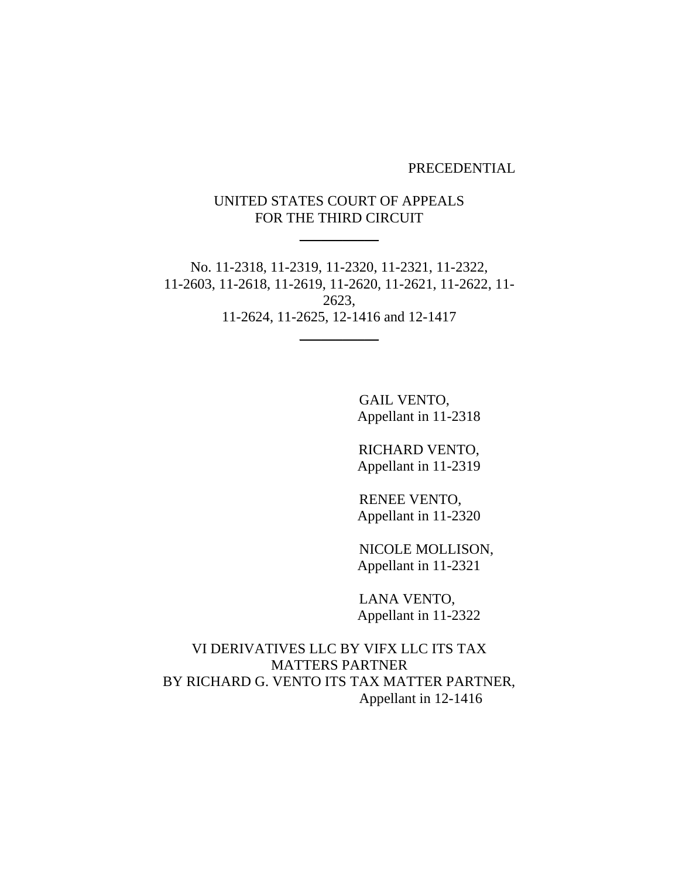PRECEDENTIAL

UNITED STATES COURT OF APPEALS
FOR THE THIRD CIRCUIT

---

No. 11-2318, 11-2319, 11-2320, 11-2321, 11-2322,
11-2603, 11-2618, 11-2619, 11-2620, 11-2621, 11-2622, 11-2623,
11-2624, 11-2625, 12-1416 and 12-1417

---

GAIL VENTO,
Appellant in 11-2318

RICHARD VENTO,
Appellant in 11-2319

RENEE VENTO,
Appellant in 11-2320

NICOLE MOLLISON,
Appellant in 11-2321

LANA VENTO,
Appellant in 11-2322

VI DERIVATIVES LLC BY VIFX LLC ITS TAX MATTERS PARTNER
BY RICHARD G. VENTO ITS TAX MATTER PARTNER,
Appellant in 12-1416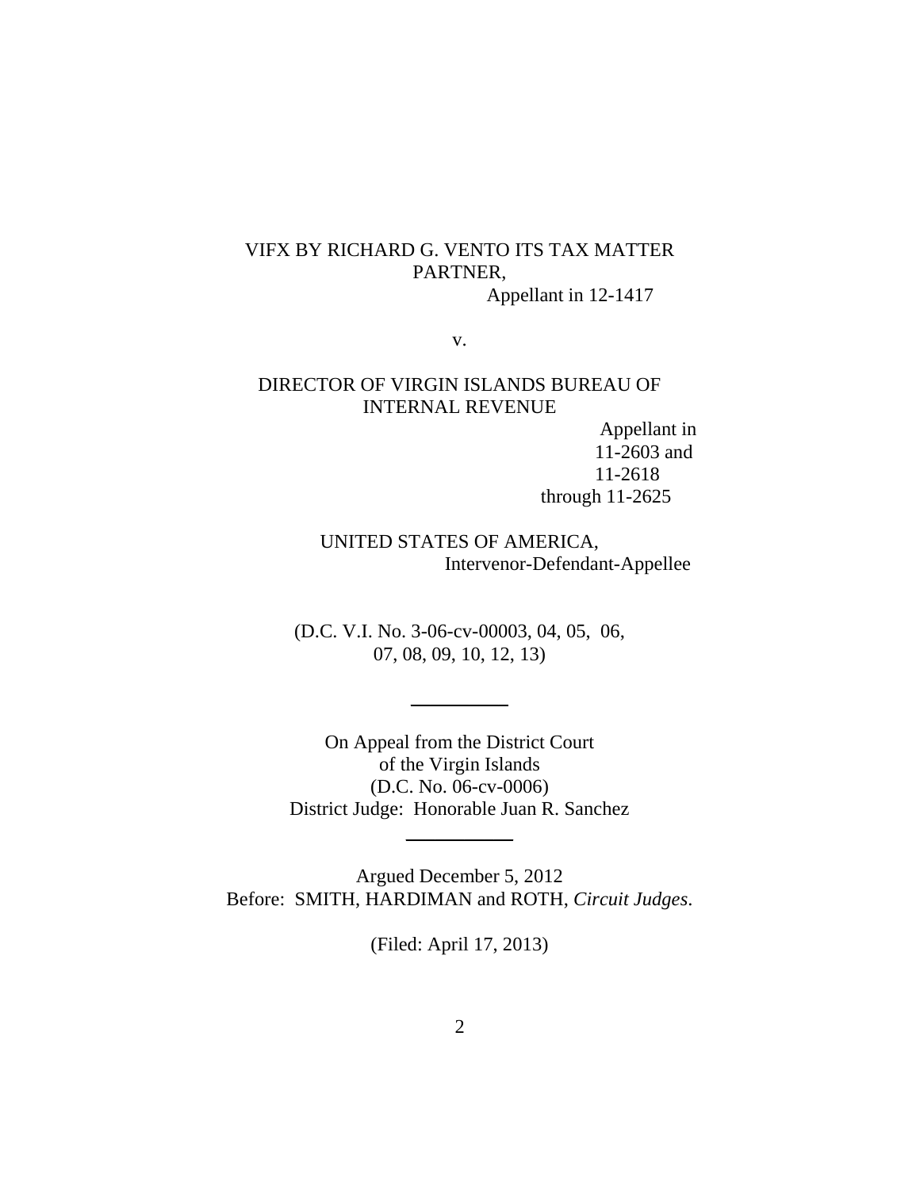VIFX BY RICHARD G. VENTO ITS TAX MATTER PARTNER,
Appellant in 12-1417

v.

DIRECTOR OF VIRGIN ISLANDS BUREAU OF INTERNAL REVENUE
Appellant in 11-2603 and 11-2618 through 11-2625

UNITED STATES OF AMERICA,
Intervenor-Defendant-Appellee

(D.C. V.I. No. 3-06-cv-00003, 04, 05, 06, 07, 08, 09, 10, 12, 13)

---

On Appeal from the District Court
of the Virgin Islands
(D.C. No. 06-cv-0006)
District Judge: Honorable Juan R. Sanchez

---

Argued December 5, 2012
Before: SMITH, HARDIMAN and ROTH, *Circuit Judges*.

(Filed: April 17, 2013)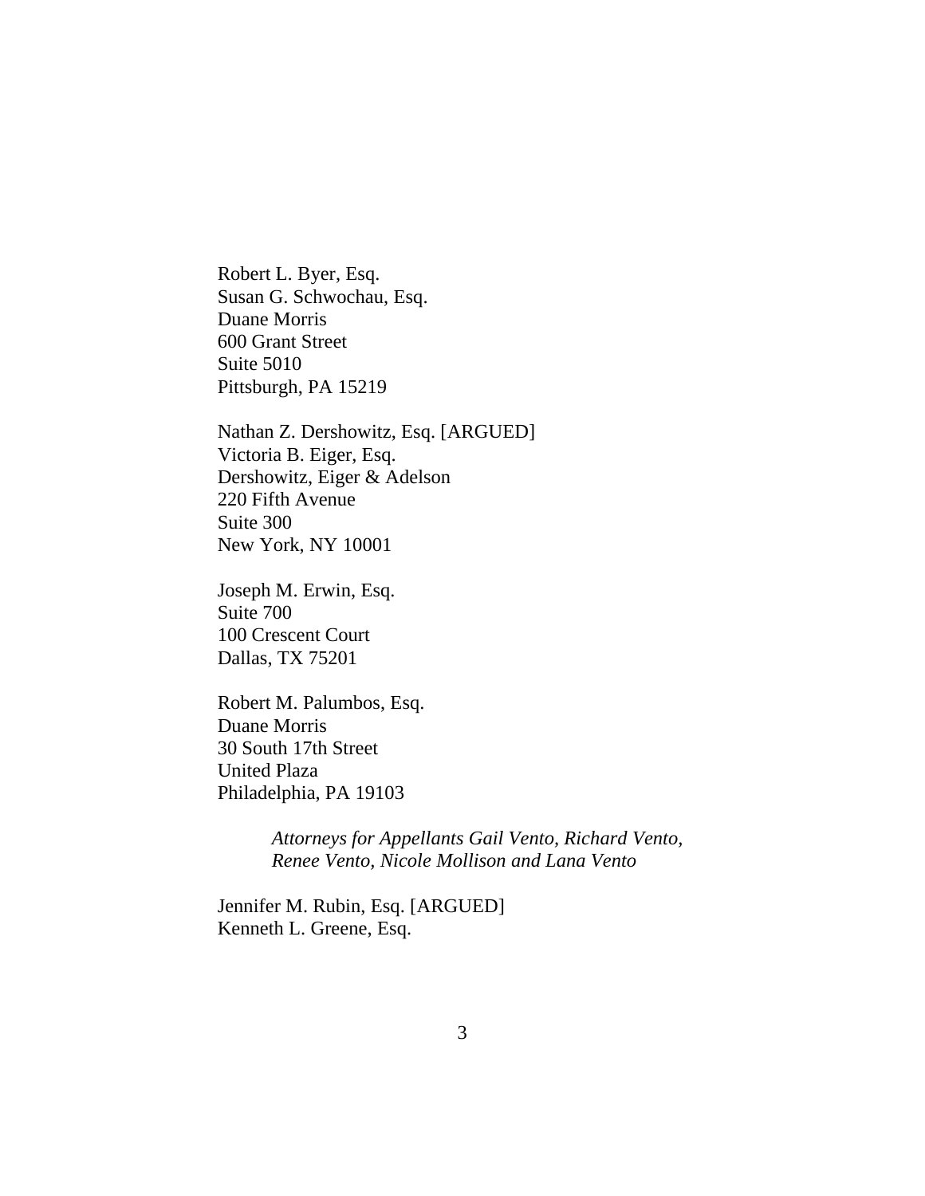Robert L. Byer, Esq.
Susan G. Schwochau, Esq.
Duane Morris
600 Grant Street
Suite 5010
Pittsburgh, PA 15219

Nathan Z. Dershowitz, Esq. [ARGUED]
Victoria B. Eiger, Esq.
Dershowitz, Eiger & Adelson
220 Fifth Avenue
Suite 300
New York, NY 10001

Joseph M. Erwin, Esq.
Suite 700
100 Crescent Court
Dallas, TX 75201

Robert M. Palumbos, Esq.
Duane Morris
30 South 17th Street
United Plaza
Philadelphia, PA 19103

> *Attorneys for Appellants Gail Vento, Richard Vento, Renee Vento, Nicole Mollison and Lana Vento*

Jennifer M. Rubin, Esq. [ARGUED]
Kenneth L. Greene, Esq.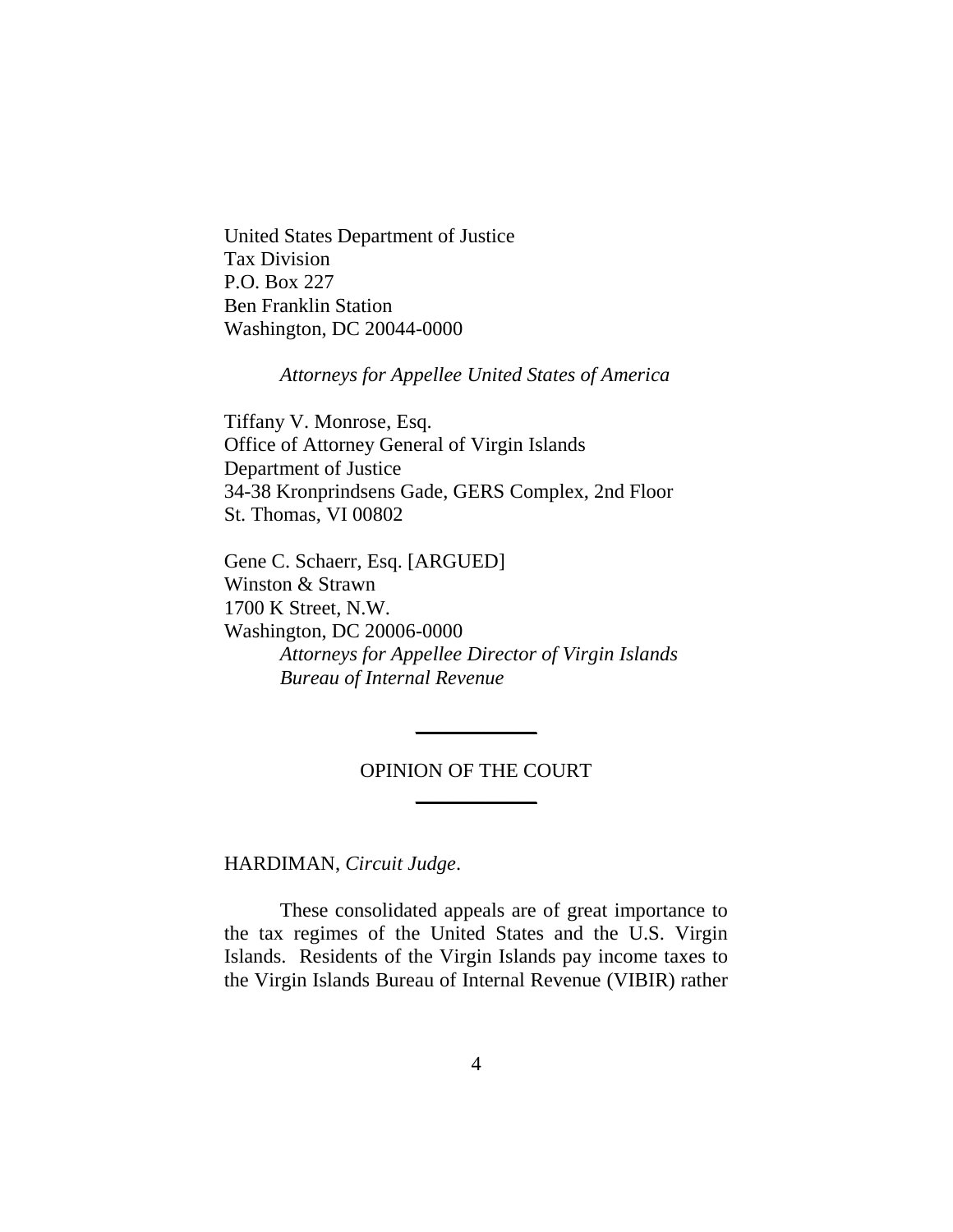United States Department of Justice
Tax Division
P.O. Box 227
Ben Franklin Station
Washington, DC 20044-0000

*Attorneys for Appellee United States of America*

Tiffany V. Monrose, Esq.
Office of Attorney General of Virgin Islands
Department of Justice
34-38 Kronprindsens Gade, GERS Complex, 2nd Floor
St. Thomas, VI 00802

Gene C. Schaerr, Esq. [ARGUED]
Winston & Strawn
1700 K Street, N.W.
Washington, DC 20006-0000

*Attorneys for Appellee Director of Virgin Islands Bureau of Internal Revenue*

---

OPINION OF THE COURT

---

HARDIMAN, *Circuit Judge*.

These consolidated appeals are of great importance to the tax regimes of the United States and the U.S. Virgin Islands. Residents of the Virgin Islands pay income taxes to the Virgin Islands Bureau of Internal Revenue (VIBIR) rather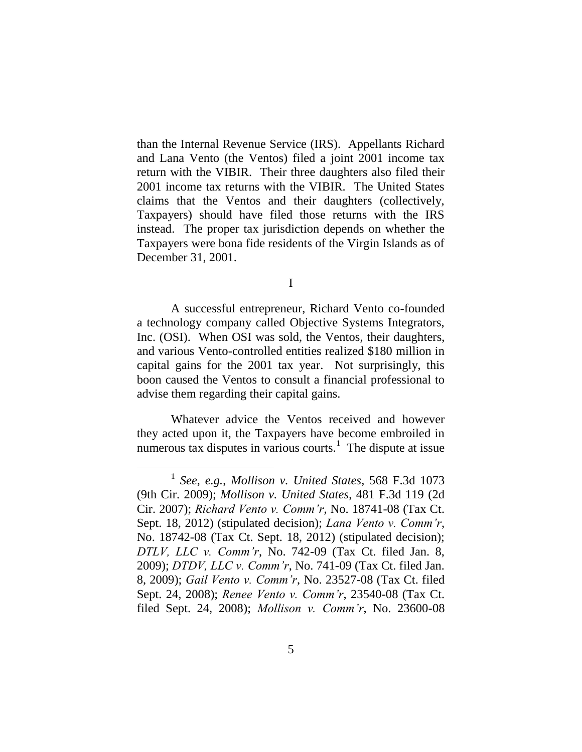than the Internal Revenue Service (IRS). Appellants Richard and Lana Vento (the Ventos) filed a joint 2001 income tax return with the VIBIR. Their three daughters also filed their 2001 income tax returns with the VIBIR. The United States claims that the Ventos and their daughters (collectively, Taxpayers) should have filed those returns with the IRS instead. The proper tax jurisdiction depends on whether the Taxpayers were bona fide residents of the Virgin Islands as of December 31, 2001.

I

A successful entrepreneur, Richard Vento co-founded a technology company called Objective Systems Integrators, Inc. (OSI). When OSI was sold, the Ventos, their daughters, and various Vento-controlled entities realized $180 million in capital gains for the 2001 tax year. Not surprisingly, this boon caused the Ventos to consult a financial professional to advise them regarding their capital gains.

Whatever advice the Ventos received and however they acted upon it, the Taxpayers have become embroiled in numerous tax disputes in various courts.[1] The dispute at issue

[1] *See, e.g.*, *Mollison v. United States*, 568 F.3d 1073 (9th Cir. 2009); *Mollison v. United States*, 481 F.3d 119 (2d Cir. 2007); *Richard Vento v. Comm'r*, No. 18741-08 (Tax Ct. Sept. 18, 2012) (stipulated decision); *Lana Vento v. Comm'r*, No. 18742-08 (Tax Ct. Sept. 18, 2012) (stipulated decision); *DTLV, LLC v. Comm'r*, No. 742-09 (Tax Ct. filed Jan. 8, 2009); *DTDV, LLC v. Comm'r*, No. 741-09 (Tax Ct. filed Jan. 8, 2009); *Gail Vento v. Comm'r*, No. 23527-08 (Tax Ct. filed Sept. 24, 2008); *Renee Vento v. Comm'r*, 23540-08 (Tax Ct. filed Sept. 24, 2008); *Mollison v. Comm'r*, No. 23600-08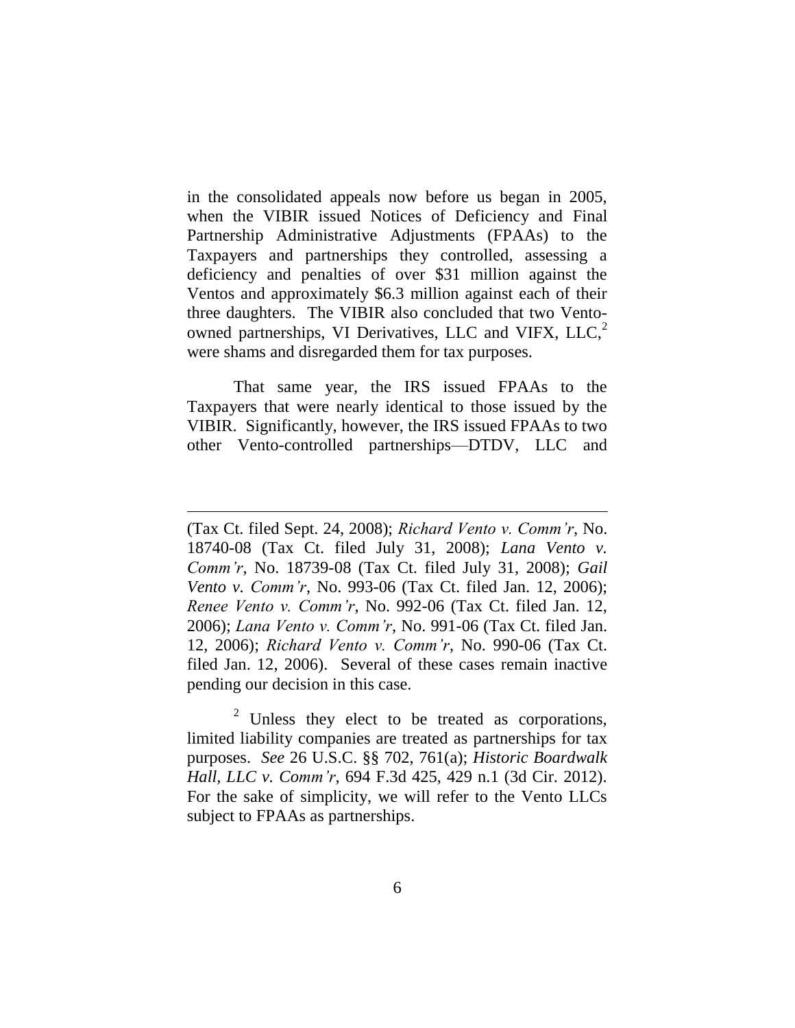in the consolidated appeals now before us began in 2005, when the VIBIR issued Notices of Deficiency and Final Partnership Administrative Adjustments (FPAAs) to the Taxpayers and partnerships they controlled, assessing a deficiency and penalties of over $31 million against the Ventos and approximately $6.3 million against each of their three daughters. The VIBIR also concluded that two Vento-owned partnerships, VI Derivatives, LLC and VIFX, LLC,[2] were shams and disregarded them for tax purposes.

That same year, the IRS issued FPAAs to the Taxpayers that were nearly identical to those issued by the VIBIR. Significantly, however, the IRS issued FPAAs to two other Vento-controlled partnerships—DTDV, LLC and

---

(Tax Ct. filed Sept. 24, 2008); *Richard Vento v. Comm'r*, No. 18740-08 (Tax Ct. filed July 31, 2008); *Lana Vento v. Comm'r*, No. 18739-08 (Tax Ct. filed July 31, 2008); *Gail Vento v. Comm'r*, No. 993-06 (Tax Ct. filed Jan. 12, 2006); *Renee Vento v. Comm'r*, No. 992-06 (Tax Ct. filed Jan. 12, 2006); *Lana Vento v. Comm'r*, No. 991-06 (Tax Ct. filed Jan. 12, 2006); *Richard Vento v. Comm'r*, No. 990-06 (Tax Ct. filed Jan. 12, 2006). Several of these cases remain inactive pending our decision in this case.

[2] Unless they elect to be treated as corporations, limited liability companies are treated as partnerships for tax purposes. *See* 26 U.S.C. §§ 702, 761(a); *Historic Boardwalk Hall, LLC v. Comm'r*, 694 F.3d 425, 429 n.1 (3d Cir. 2012). For the sake of simplicity, we will refer to the Vento LLCs subject to FPAAs as partnerships.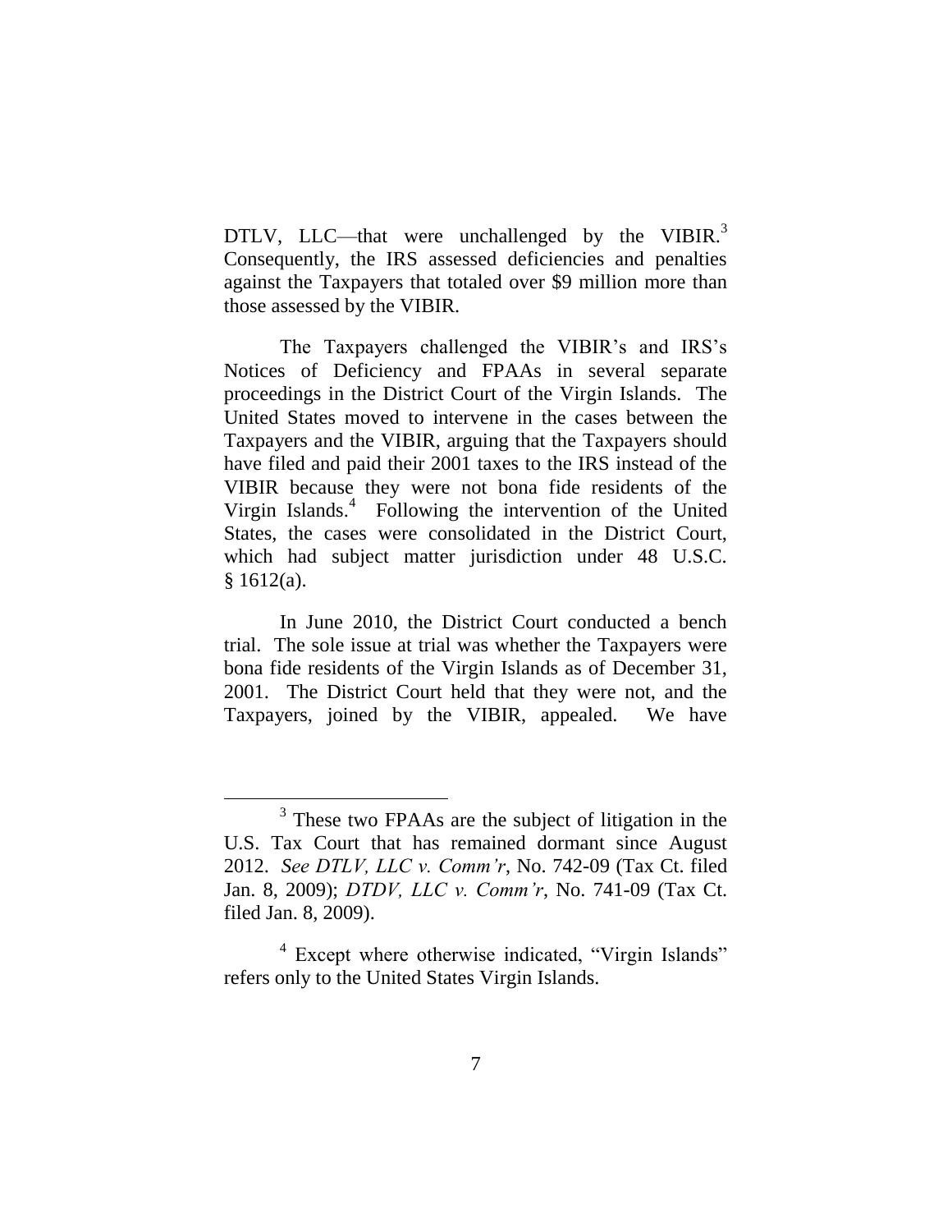DTLV, LLC—that were unchallenged by the VIBIR.[3] Consequently, the IRS assessed deficiencies and penalties against the Taxpayers that totaled over $9 million more than those assessed by the VIBIR.

The Taxpayers challenged the VIBIR's and IRS's Notices of Deficiency and FPAAs in several separate proceedings in the District Court of the Virgin Islands. The United States moved to intervene in the cases between the Taxpayers and the VIBIR, arguing that the Taxpayers should have filed and paid their 2001 taxes to the IRS instead of the VIBIR because they were not bona fide residents of the Virgin Islands.[4] Following the intervention of the United States, the cases were consolidated in the District Court, which had subject matter jurisdiction under 48 U.S.C. § 1612(a).

In June 2010, the District Court conducted a bench trial. The sole issue at trial was whether the Taxpayers were bona fide residents of the Virgin Islands as of December 31, 2001. The District Court held that they were not, and the Taxpayers, joined by the VIBIR, appealed. We have

---

[3] These two FPAAs are the subject of litigation in the U.S. Tax Court that has remained dormant since August 2012. *See DTLV, LLC v. Comm'r*, No. 742-09 (Tax Ct. filed Jan. 8, 2009); *DTDV, LLC v. Comm'r*, No. 741-09 (Tax Ct. filed Jan. 8, 2009).

[4] Except where otherwise indicated, "Virgin Islands" refers only to the United States Virgin Islands.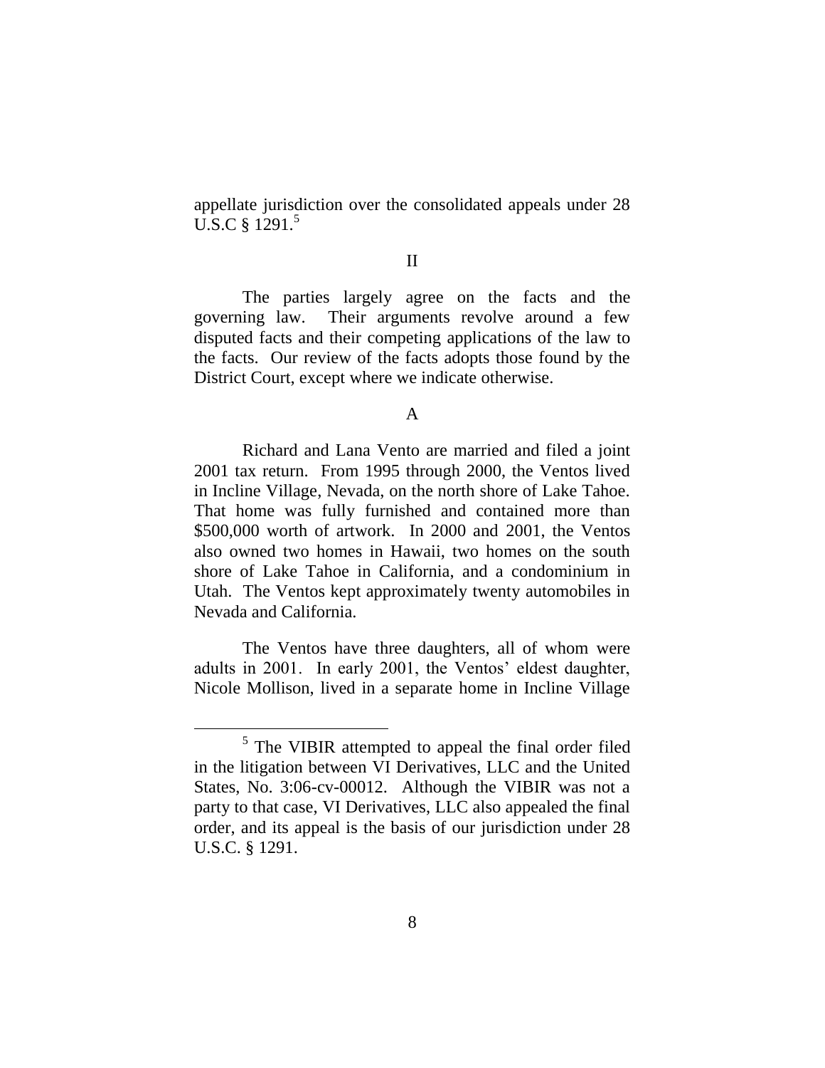appellate jurisdiction over the consolidated appeals under 28 U.S.C § 1291.[5]

## II

The parties largely agree on the facts and the governing law. Their arguments revolve around a few disputed facts and their competing applications of the law to the facts. Our review of the facts adopts those found by the District Court, except where we indicate otherwise.

### A

Richard and Lana Vento are married and filed a joint 2001 tax return. From 1995 through 2000, the Ventos lived in Incline Village, Nevada, on the north shore of Lake Tahoe. That home was fully furnished and contained more than $500,000 worth of artwork. In 2000 and 2001, the Ventos also owned two homes in Hawaii, two homes on the south shore of Lake Tahoe in California, and a condominium in Utah. The Ventos kept approximately twenty automobiles in Nevada and California.

The Ventos have three daughters, all of whom were adults in 2001. In early 2001, the Ventos' eldest daughter, Nicole Mollison, lived in a separate home in Incline Village

---

[5] The VIBIR attempted to appeal the final order filed in the litigation between VI Derivatives, LLC and the United States, No. 3:06-cv-00012. Although the VIBIR was not a party to that case, VI Derivatives, LLC also appealed the final order, and its appeal is the basis of our jurisdiction under 28 U.S.C. § 1291.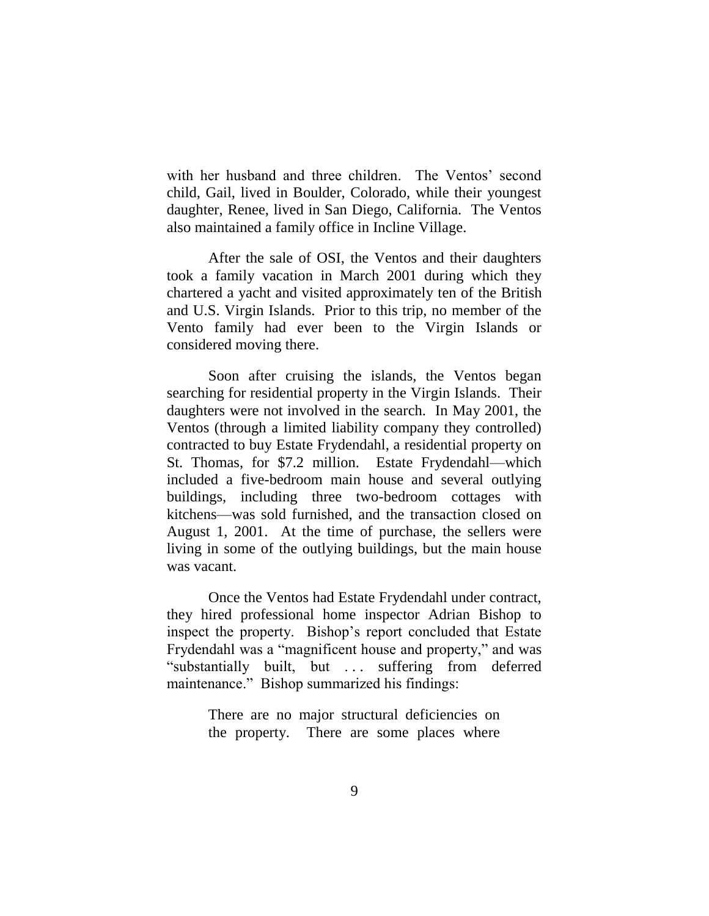with her husband and three children. The Ventos' second child, Gail, lived in Boulder, Colorado, while their youngest daughter, Renee, lived in San Diego, California. The Ventos also maintained a family office in Incline Village.

After the sale of OSI, the Ventos and their daughters took a family vacation in March 2001 during which they chartered a yacht and visited approximately ten of the British and U.S. Virgin Islands. Prior to this trip, no member of the Vento family had ever been to the Virgin Islands or considered moving there.

Soon after cruising the islands, the Ventos began searching for residential property in the Virgin Islands. Their daughters were not involved in the search. In May 2001, the Ventos (through a limited liability company they controlled) contracted to buy Estate Frydendahl, a residential property on St. Thomas, for $7.2 million. Estate Frydendahl—which included a five-bedroom main house and several outlying buildings, including three two-bedroom cottages with kitchens—was sold furnished, and the transaction closed on August 1, 2001. At the time of purchase, the sellers were living in some of the outlying buildings, but the main house was vacant.

Once the Ventos had Estate Frydendahl under contract, they hired professional home inspector Adrian Bishop to inspect the property. Bishop's report concluded that Estate Frydendahl was a "magnificent house and property," and was "substantially built, but . . . suffering from deferred maintenance." Bishop summarized his findings:

> There are no major structural deficiencies on the property. There are some places where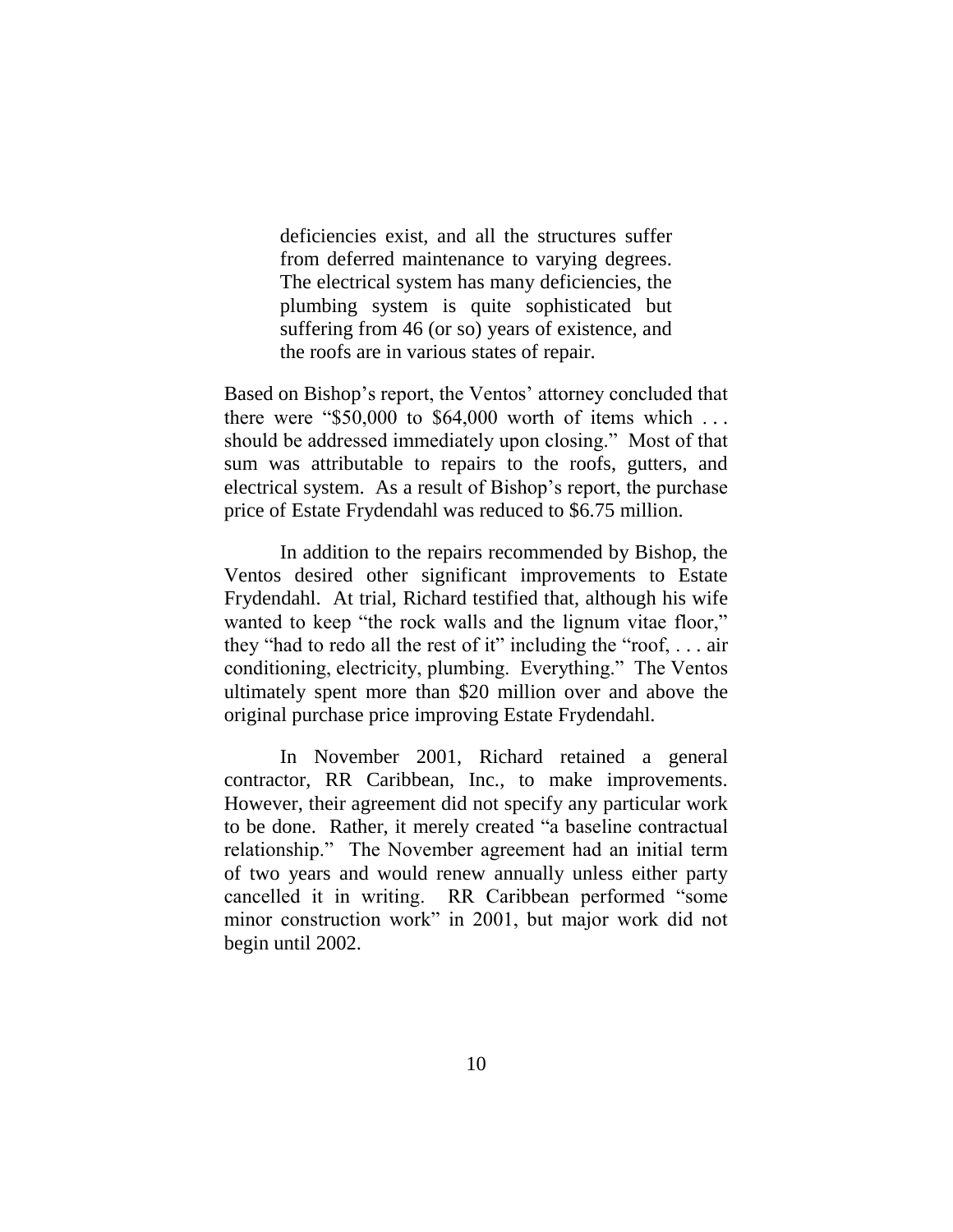> deficiencies exist, and all the structures suffer from deferred maintenance to varying degrees. The electrical system has many deficiencies, the plumbing system is quite sophisticated but suffering from 46 (or so) years of existence, and the roofs are in various states of repair.

Based on Bishop's report, the Ventos' attorney concluded that there were "$50,000 to $64,000 worth of items which . . . should be addressed immediately upon closing." Most of that sum was attributable to repairs to the roofs, gutters, and electrical system. As a result of Bishop's report, the purchase price of Estate Frydendahl was reduced to $6.75 million.

In addition to the repairs recommended by Bishop, the Ventos desired other significant improvements to Estate Frydendahl. At trial, Richard testified that, although his wife wanted to keep "the rock walls and the lignum vitae floor," they "had to redo all the rest of it" including the "roof, . . . air conditioning, electricity, plumbing. Everything." The Ventos ultimately spent more than $20 million over and above the original purchase price improving Estate Frydendahl.

In November 2001, Richard retained a general contractor, RR Caribbean, Inc., to make improvements. However, their agreement did not specify any particular work to be done. Rather, it merely created "a baseline contractual relationship." The November agreement had an initial term of two years and would renew annually unless either party cancelled it in writing. RR Caribbean performed "some minor construction work" in 2001, but major work did not begin until 2002.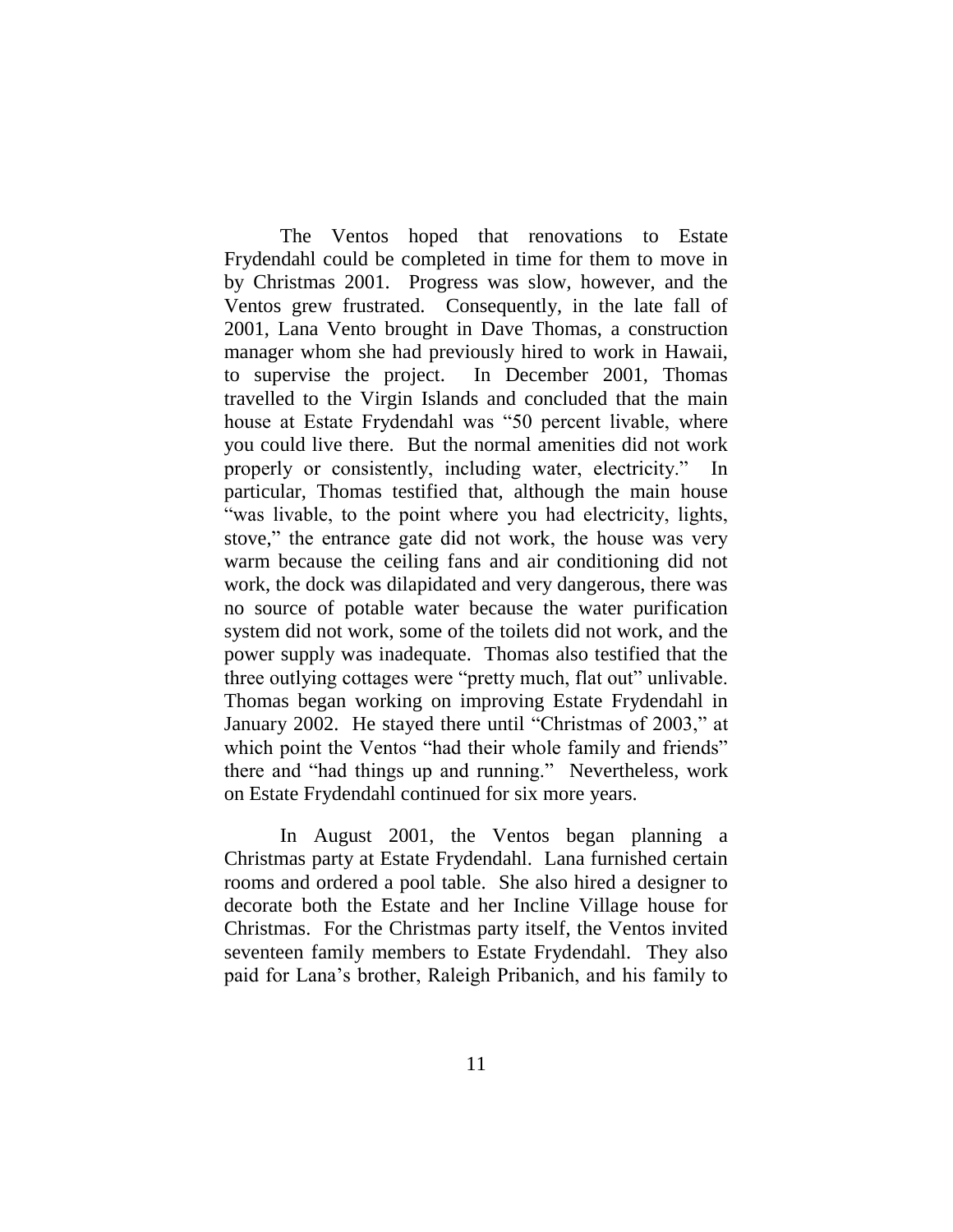The Ventos hoped that renovations to Estate Frydendahl could be completed in time for them to move in by Christmas 2001. Progress was slow, however, and the Ventos grew frustrated. Consequently, in the late fall of 2001, Lana Vento brought in Dave Thomas, a construction manager whom she had previously hired to work in Hawaii, to supervise the project. In December 2001, Thomas travelled to the Virgin Islands and concluded that the main house at Estate Frydendahl was "50 percent livable, where you could live there. But the normal amenities did not work properly or consistently, including water, electricity." In particular, Thomas testified that, although the main house "was livable, to the point where you had electricity, lights, stove," the entrance gate did not work, the house was very warm because the ceiling fans and air conditioning did not work, the dock was dilapidated and very dangerous, there was no source of potable water because the water purification system did not work, some of the toilets did not work, and the power supply was inadequate. Thomas also testified that the three outlying cottages were "pretty much, flat out" unlivable. Thomas began working on improving Estate Frydendahl in January 2002. He stayed there until "Christmas of 2003," at which point the Ventos "had their whole family and friends" there and "had things up and running." Nevertheless, work on Estate Frydendahl continued for six more years.

In August 2001, the Ventos began planning a Christmas party at Estate Frydendahl. Lana furnished certain rooms and ordered a pool table. She also hired a designer to decorate both the Estate and her Incline Village house for Christmas. For the Christmas party itself, the Ventos invited seventeen family members to Estate Frydendahl. They also paid for Lana's brother, Raleigh Pribanich, and his family to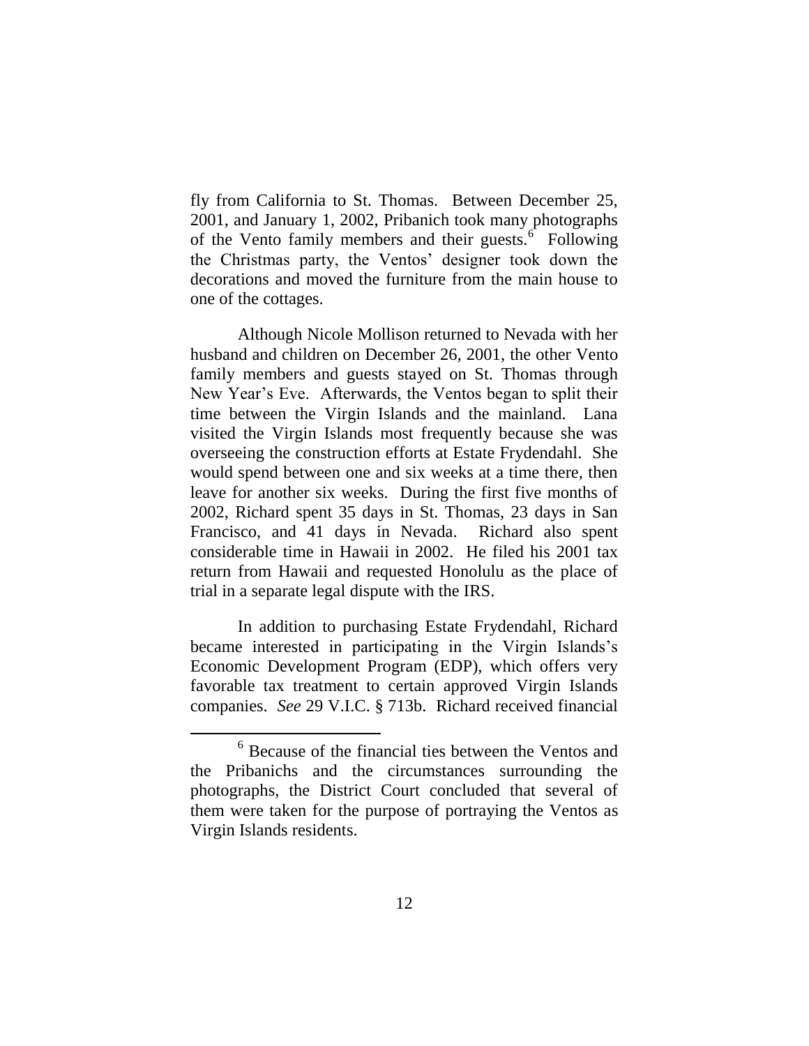fly from California to St. Thomas. Between December 25, 2001, and January 1, 2002, Pribanich took many photographs of the Vento family members and their guests.[6] Following the Christmas party, the Ventos' designer took down the decorations and moved the furniture from the main house to one of the cottages.

Although Nicole Mollison returned to Nevada with her husband and children on December 26, 2001, the other Vento family members and guests stayed on St. Thomas through New Year's Eve. Afterwards, the Ventos began to split their time between the Virgin Islands and the mainland. Lana visited the Virgin Islands most frequently because she was overseeing the construction efforts at Estate Frydendahl. She would spend between one and six weeks at a time there, then leave for another six weeks. During the first five months of 2002, Richard spent 35 days in St. Thomas, 23 days in San Francisco, and 41 days in Nevada. Richard also spent considerable time in Hawaii in 2002. He filed his 2001 tax return from Hawaii and requested Honolulu as the place of trial in a separate legal dispute with the IRS.

In addition to purchasing Estate Frydendahl, Richard became interested in participating in the Virgin Islands's Economic Development Program (EDP), which offers very favorable tax treatment to certain approved Virgin Islands companies. *See* 29 V.I.C. § 713b. Richard received financial

---

[6] Because of the financial ties between the Ventos and the Pribanichs and the circumstances surrounding the photographs, the District Court concluded that several of them were taken for the purpose of portraying the Ventos as Virgin Islands residents.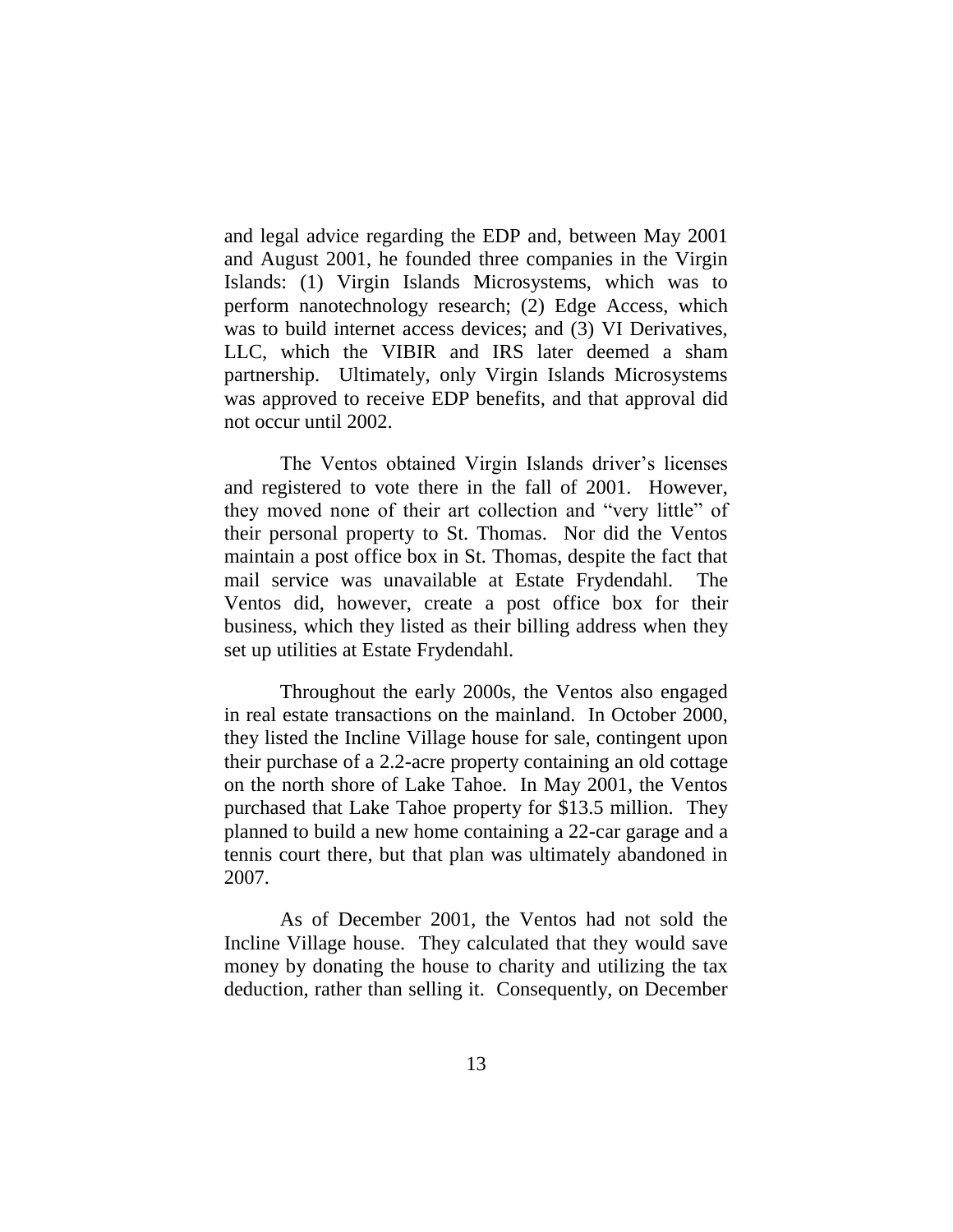and legal advice regarding the EDP and, between May 2001 and August 2001, he founded three companies in the Virgin Islands: (1) Virgin Islands Microsystems, which was to perform nanotechnology research; (2) Edge Access, which was to build internet access devices; and (3) VI Derivatives, LLC, which the VIBIR and IRS later deemed a sham partnership. Ultimately, only Virgin Islands Microsystems was approved to receive EDP benefits, and that approval did not occur until 2002.

The Ventos obtained Virgin Islands driver's licenses and registered to vote there in the fall of 2001. However, they moved none of their art collection and "very little" of their personal property to St. Thomas. Nor did the Ventos maintain a post office box in St. Thomas, despite the fact that mail service was unavailable at Estate Frydendahl. The Ventos did, however, create a post office box for their business, which they listed as their billing address when they set up utilities at Estate Frydendahl.

Throughout the early 2000s, the Ventos also engaged in real estate transactions on the mainland. In October 2000, they listed the Incline Village house for sale, contingent upon their purchase of a 2.2-acre property containing an old cottage on the north shore of Lake Tahoe. In May 2001, the Ventos purchased that Lake Tahoe property for $13.5 million. They planned to build a new home containing a 22-car garage and a tennis court there, but that plan was ultimately abandoned in 2007.

As of December 2001, the Ventos had not sold the Incline Village house. They calculated that they would save money by donating the house to charity and utilizing the tax deduction, rather than selling it. Consequently, on December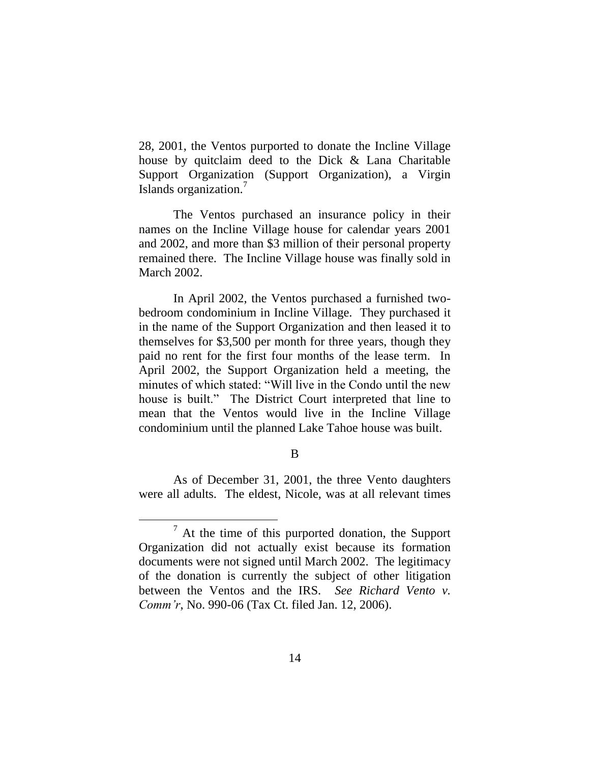28, 2001, the Ventos purported to donate the Incline Village house by quitclaim deed to the Dick & Lana Charitable Support Organization (Support Organization), a Virgin Islands organization.[7]

The Ventos purchased an insurance policy in their names on the Incline Village house for calendar years 2001 and 2002, and more than $3 million of their personal property remained there. The Incline Village house was finally sold in March 2002.

In April 2002, the Ventos purchased a furnished two-bedroom condominium in Incline Village. They purchased it in the name of the Support Organization and then leased it to themselves for $3,500 per month for three years, though they paid no rent for the first four months of the lease term. In April 2002, the Support Organization held a meeting, the minutes of which stated: "Will live in the Condo until the new house is built." The District Court interpreted that line to mean that the Ventos would live in the Incline Village condominium until the planned Lake Tahoe house was built.

B

As of December 31, 2001, the three Vento daughters were all adults. The eldest, Nicole, was at all relevant times

---

[7] At the time of this purported donation, the Support Organization did not actually exist because its formation documents were not signed until March 2002. The legitimacy of the donation is currently the subject of other litigation between the Ventos and the IRS. *See Richard Vento v. Comm'r*, No. 990-06 (Tax Ct. filed Jan. 12, 2006).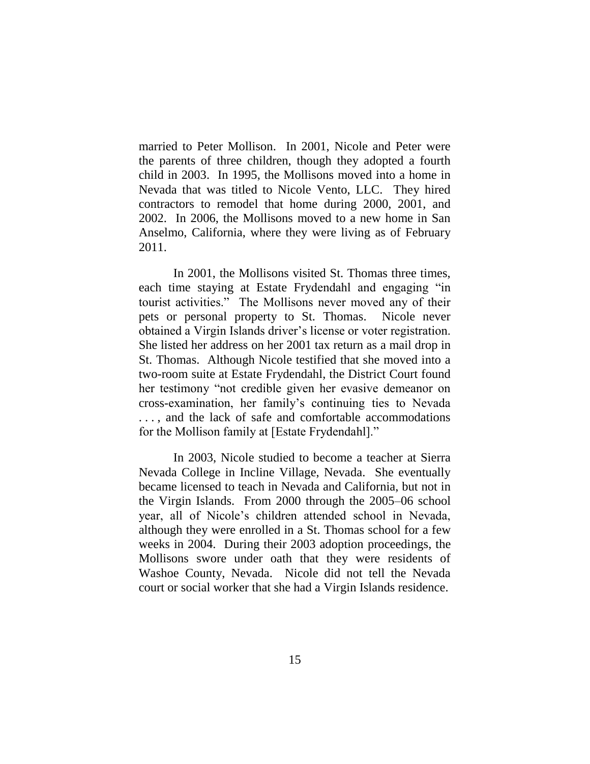married to Peter Mollison. In 2001, Nicole and Peter were the parents of three children, though they adopted a fourth child in 2003. In 1995, the Mollisons moved into a home in Nevada that was titled to Nicole Vento, LLC. They hired contractors to remodel that home during 2000, 2001, and 2002. In 2006, the Mollisons moved to a new home in San Anselmo, California, where they were living as of February 2011.

In 2001, the Mollisons visited St. Thomas three times, each time staying at Estate Frydendahl and engaging "in tourist activities." The Mollisons never moved any of their pets or personal property to St. Thomas. Nicole never obtained a Virgin Islands driver's license or voter registration. She listed her address on her 2001 tax return as a mail drop in St. Thomas. Although Nicole testified that she moved into a two-room suite at Estate Frydendahl, the District Court found her testimony "not credible given her evasive demeanor on cross-examination, her family's continuing ties to Nevada . . . , and the lack of safe and comfortable accommodations for the Mollison family at [Estate Frydendahl]."

In 2003, Nicole studied to become a teacher at Sierra Nevada College in Incline Village, Nevada. She eventually became licensed to teach in Nevada and California, but not in the Virgin Islands. From 2000 through the 2005–06 school year, all of Nicole's children attended school in Nevada, although they were enrolled in a St. Thomas school for a few weeks in 2004. During their 2003 adoption proceedings, the Mollisons swore under oath that they were residents of Washoe County, Nevada. Nicole did not tell the Nevada court or social worker that she had a Virgin Islands residence.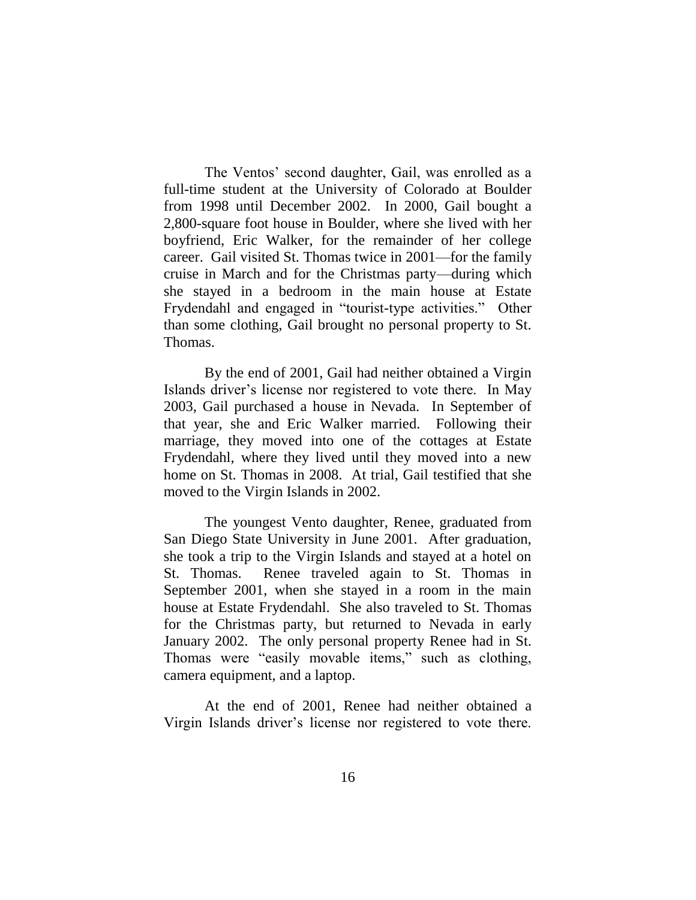The Ventos' second daughter, Gail, was enrolled as a full-time student at the University of Colorado at Boulder from 1998 until December 2002. In 2000, Gail bought a 2,800-square foot house in Boulder, where she lived with her boyfriend, Eric Walker, for the remainder of her college career. Gail visited St. Thomas twice in 2001—for the family cruise in March and for the Christmas party—during which she stayed in a bedroom in the main house at Estate Frydendahl and engaged in "tourist-type activities." Other than some clothing, Gail brought no personal property to St. Thomas.

By the end of 2001, Gail had neither obtained a Virgin Islands driver's license nor registered to vote there. In May 2003, Gail purchased a house in Nevada. In September of that year, she and Eric Walker married. Following their marriage, they moved into one of the cottages at Estate Frydendahl, where they lived until they moved into a new home on St. Thomas in 2008. At trial, Gail testified that she moved to the Virgin Islands in 2002.

The youngest Vento daughter, Renee, graduated from San Diego State University in June 2001. After graduation, she took a trip to the Virgin Islands and stayed at a hotel on St. Thomas. Renee traveled again to St. Thomas in September 2001, when she stayed in a room in the main house at Estate Frydendahl. She also traveled to St. Thomas for the Christmas party, but returned to Nevada in early January 2002. The only personal property Renee had in St. Thomas were "easily movable items," such as clothing, camera equipment, and a laptop.

At the end of 2001, Renee had neither obtained a Virgin Islands driver's license nor registered to vote there.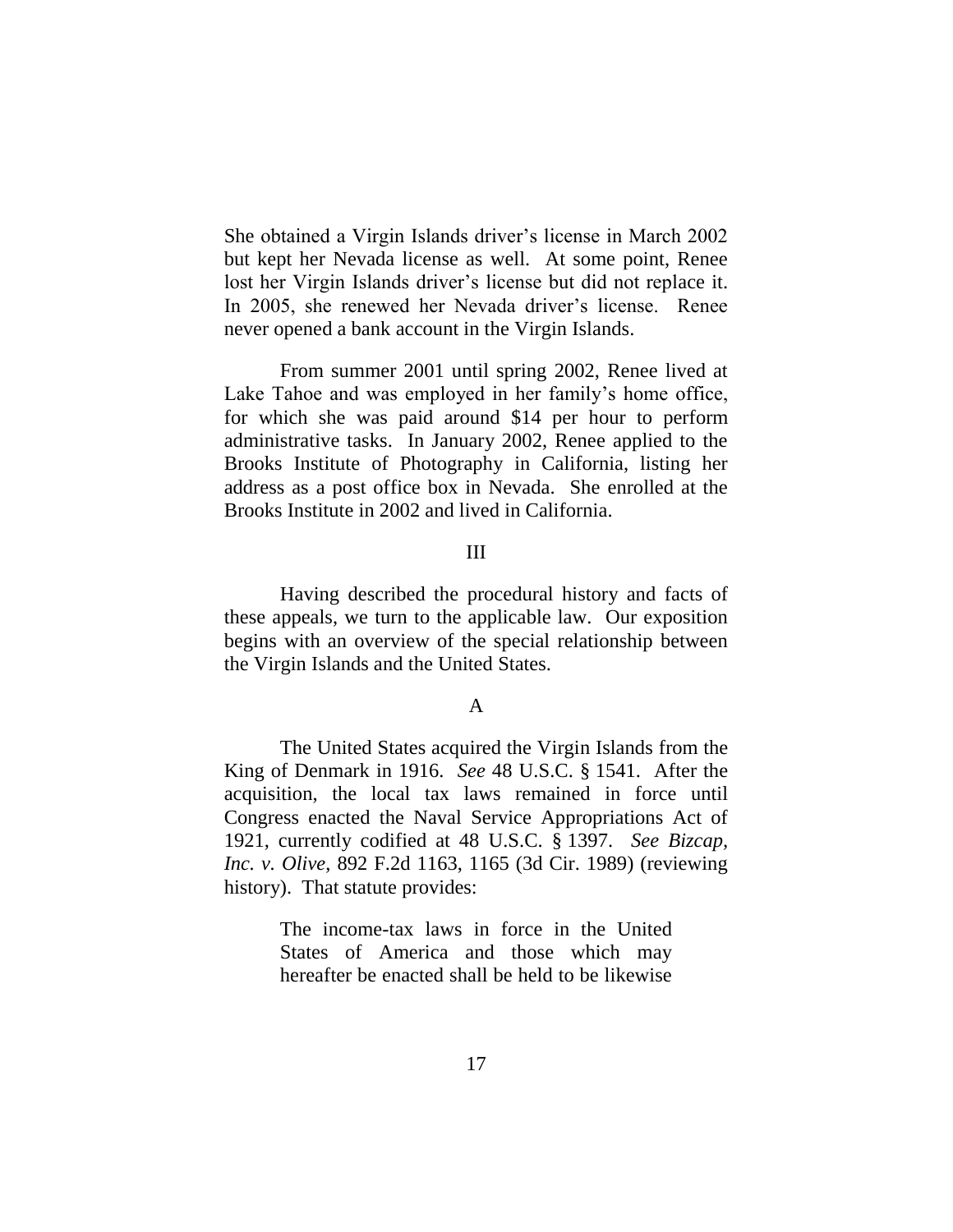She obtained a Virgin Islands driver's license in March 2002 but kept her Nevada license as well. At some point, Renee lost her Virgin Islands driver's license but did not replace it. In 2005, she renewed her Nevada driver's license. Renee never opened a bank account in the Virgin Islands.

From summer 2001 until spring 2002, Renee lived at Lake Tahoe and was employed in her family's home office, for which she was paid around $14 per hour to perform administrative tasks. In January 2002, Renee applied to the Brooks Institute of Photography in California, listing her address as a post office box in Nevada. She enrolled at the Brooks Institute in 2002 and lived in California.

## III

Having described the procedural history and facts of these appeals, we turn to the applicable law. Our exposition begins with an overview of the special relationship between the Virgin Islands and the United States.

### A

The United States acquired the Virgin Islands from the King of Denmark in 1916. *See* 48 U.S.C. § 1541. After the acquisition, the local tax laws remained in force until Congress enacted the Naval Service Appropriations Act of 1921, currently codified at 48 U.S.C. § 1397. *See Bizcap, Inc. v. Olive*, 892 F.2d 1163, 1165 (3d Cir. 1989) (reviewing history). That statute provides:

> The income-tax laws in force in the United States of America and those which may hereafter be enacted shall be held to be likewise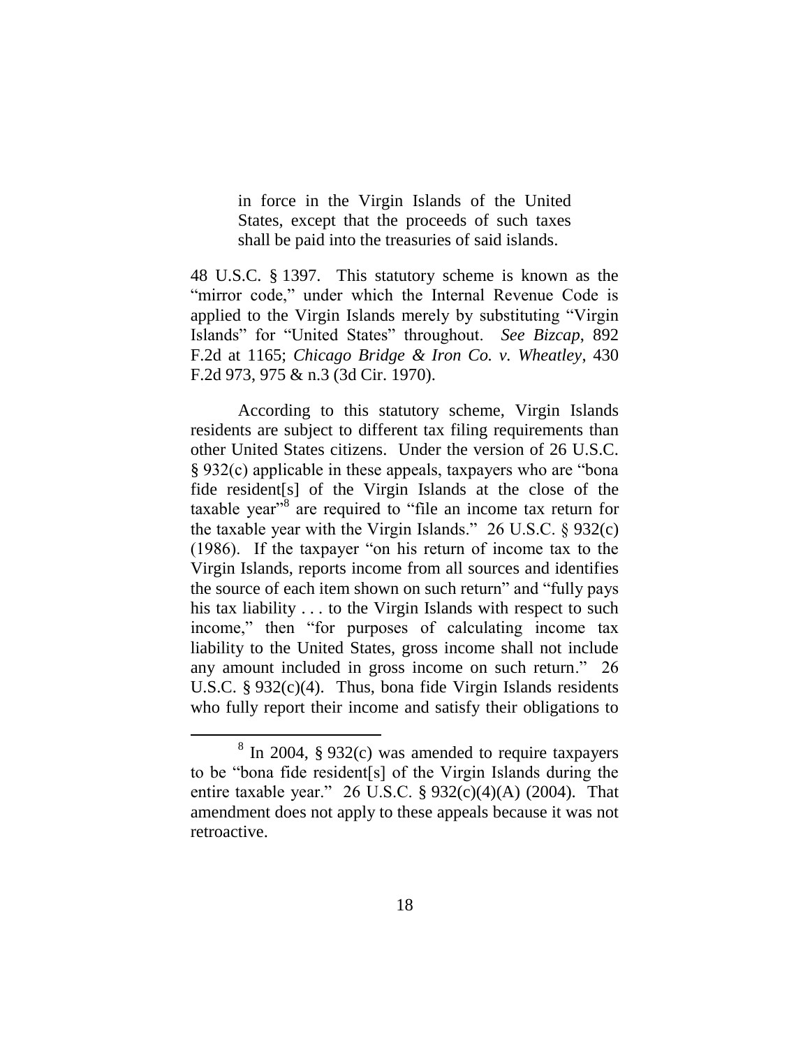> in force in the Virgin Islands of the United States, except that the proceeds of such taxes shall be paid into the treasuries of said islands.

48 U.S.C. § 1397. This statutory scheme is known as the "mirror code," under which the Internal Revenue Code is applied to the Virgin Islands merely by substituting "Virgin Islands" for "United States" throughout. *See Bizcap*, 892 F.2d at 1165; *Chicago Bridge & Iron Co. v. Wheatley*, 430 F.2d 973, 975 & n.3 (3d Cir. 1970).

According to this statutory scheme, Virgin Islands residents are subject to different tax filing requirements than other United States citizens. Under the version of 26 U.S.C. § 932(c) applicable in these appeals, taxpayers who are "bona fide resident[s] of the Virgin Islands at the close of the taxable year"[8] are required to "file an income tax return for the taxable year with the Virgin Islands." 26 U.S.C. § 932(c) (1986). If the taxpayer "on his return of income tax to the Virgin Islands, reports income from all sources and identifies the source of each item shown on such return" and "fully pays his tax liability . . . to the Virgin Islands with respect to such income," then "for purposes of calculating income tax liability to the United States, gross income shall not include any amount included in gross income on such return." 26 U.S.C. § 932(c)(4). Thus, bona fide Virgin Islands residents who fully report their income and satisfy their obligations to

---

[8] In 2004, § 932(c) was amended to require taxpayers to be "bona fide resident[s] of the Virgin Islands during the entire taxable year." 26 U.S.C. § 932(c)(4)(A) (2004). That amendment does not apply to these appeals because it was not retroactive.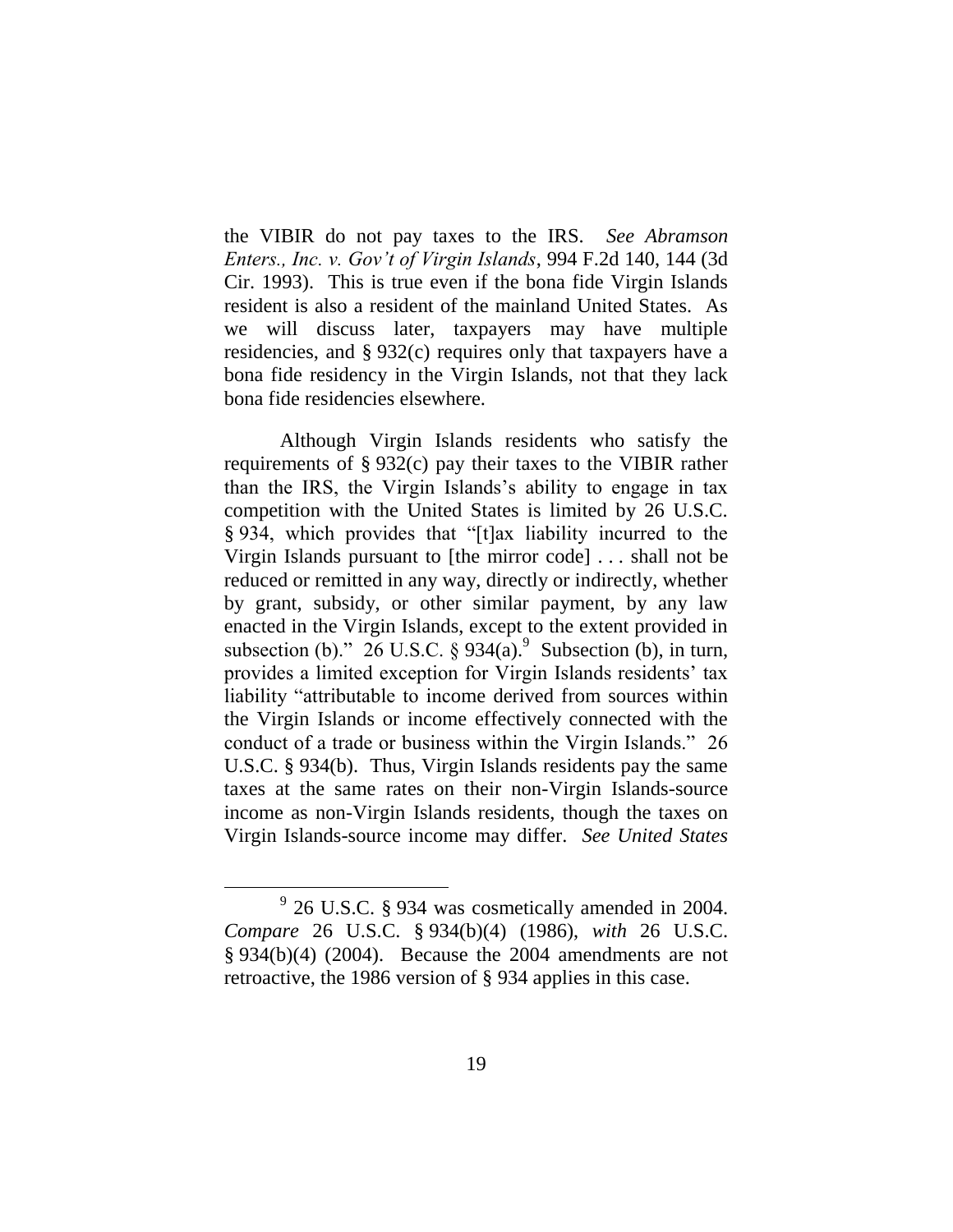the VIBIR do not pay taxes to the IRS. *See Abramson Enters., Inc. v. Gov't of Virgin Islands*, 994 F.2d 140, 144 (3d Cir. 1993). This is true even if the bona fide Virgin Islands resident is also a resident of the mainland United States. As we will discuss later, taxpayers may have multiple residencies, and § 932(c) requires only that taxpayers have a bona fide residency in the Virgin Islands, not that they lack bona fide residencies elsewhere.

Although Virgin Islands residents who satisfy the requirements of § 932(c) pay their taxes to the VIBIR rather than the IRS, the Virgin Islands's ability to engage in tax competition with the United States is limited by 26 U.S.C. § 934, which provides that "[t]ax liability incurred to the Virgin Islands pursuant to [the mirror code] . . . shall not be reduced or remitted in any way, directly or indirectly, whether by grant, subsidy, or other similar payment, by any law enacted in the Virgin Islands, except to the extent provided in subsection (b)." 26 U.S.C. § 934(a).[9] Subsection (b), in turn, provides a limited exception for Virgin Islands residents' tax liability "attributable to income derived from sources within the Virgin Islands or income effectively connected with the conduct of a trade or business within the Virgin Islands." 26 U.S.C. § 934(b). Thus, Virgin Islands residents pay the same taxes at the same rates on their non-Virgin Islands-source income as non-Virgin Islands residents, though the taxes on Virgin Islands-source income may differ. *See United States*

[9] 26 U.S.C. § 934 was cosmetically amended in 2004. *Compare* 26 U.S.C. § 934(b)(4) (1986), *with* 26 U.S.C. § 934(b)(4) (2004). Because the 2004 amendments are not retroactive, the 1986 version of § 934 applies in this case.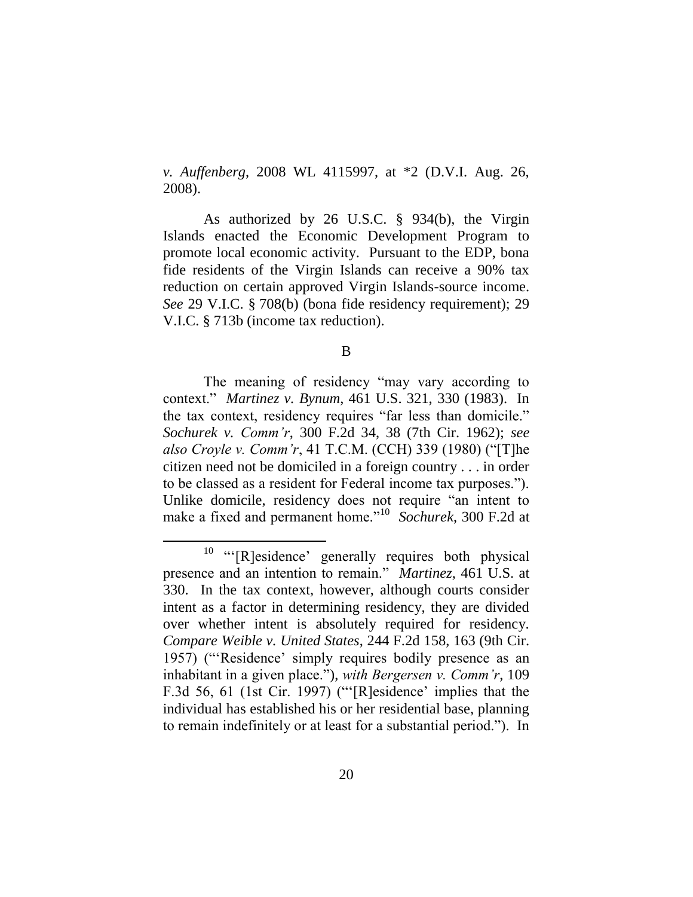*v. Auffenberg*, 2008 WL 4115997, at *2 (D.V.I. Aug. 26, 2008).

As authorized by 26 U.S.C. § 934(b), the Virgin Islands enacted the Economic Development Program to promote local economic activity. Pursuant to the EDP, bona fide residents of the Virgin Islands can receive a 90% tax reduction on certain approved Virgin Islands-source income. *See* 29 V.I.C. § 708(b) (bona fide residency requirement); 29 V.I.C. § 713b (income tax reduction).

B

The meaning of residency "may vary according to context." *Martinez v. Bynum*, 461 U.S. 321, 330 (1983). In the tax context, residency requires "far less than domicile." *Sochurek v. Comm'r*, 300 F.2d 34, 38 (7th Cir. 1962); *see also Croyle v. Comm'r*, 41 T.C.M. (CCH) 339 (1980) ("[T]he citizen need not be domiciled in a foreign country . . . in order to be classed as a resident for Federal income tax purposes."). Unlike domicile, residency does not require "an intent to make a fixed and permanent home."[10] *Sochurek*, 300 F.2d at

[10] "'[R]esidence' generally requires both physical presence and an intention to remain." *Martinez*, 461 U.S. at 330. In the tax context, however, although courts consider intent as a factor in determining residency, they are divided over whether intent is absolutely required for residency. *Compare Weible v. United States*, 244 F.2d 158, 163 (9th Cir. 1957) ("'Residence' simply requires bodily presence as an inhabitant in a given place."), *with Bergersen v. Comm'r*, 109 F.3d 56, 61 (1st Cir. 1997) ("'[R]esidence' implies that the individual has established his or her residential base, planning to remain indefinitely or at least for a substantial period."). In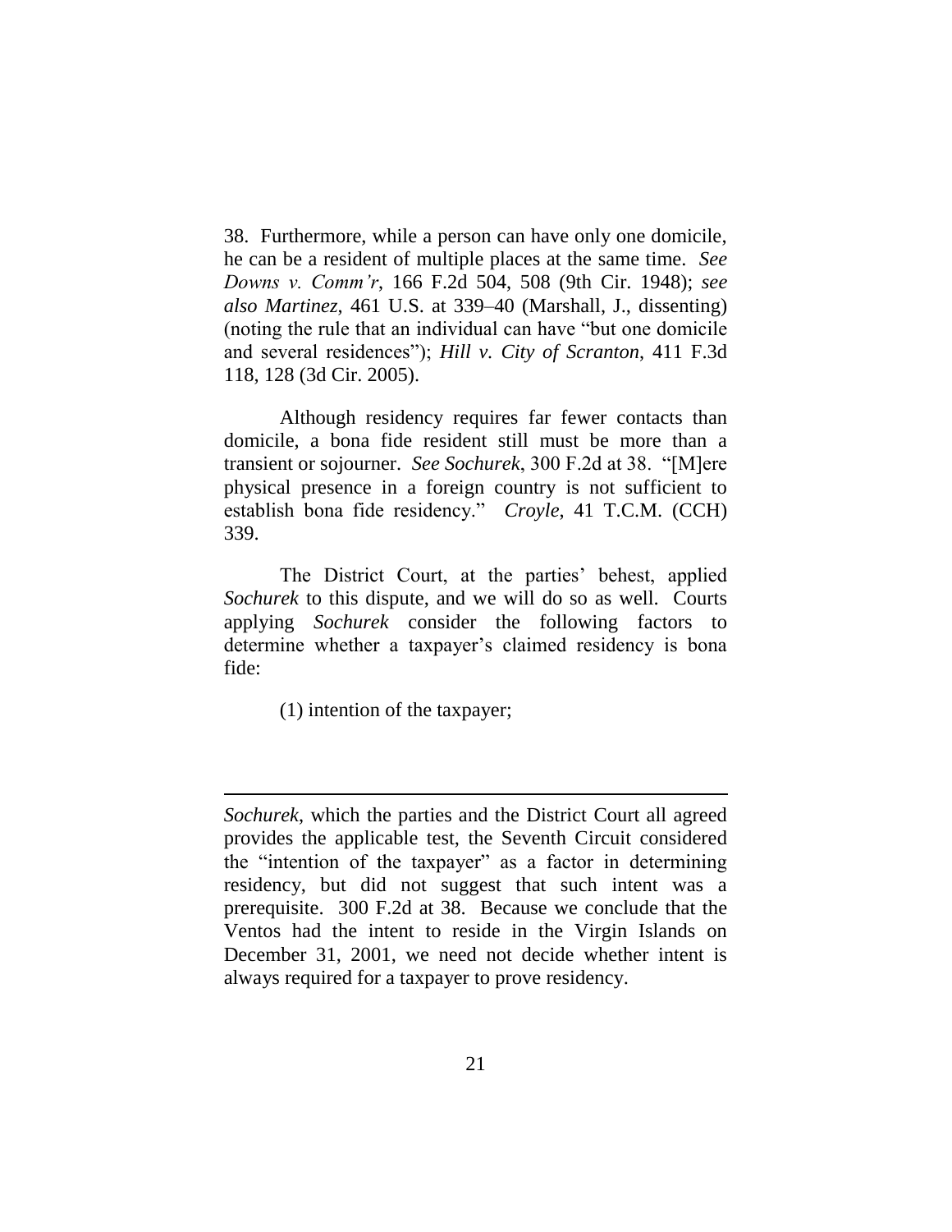38. Furthermore, while a person can have only one domicile, he can be a resident of multiple places at the same time. *See Downs v. Comm'r*, 166 F.2d 504, 508 (9th Cir. 1948); *see also Martinez*, 461 U.S. at 339–40 (Marshall, J., dissenting) (noting the rule that an individual can have "but one domicile and several residences"); *Hill v. City of Scranton*, 411 F.3d 118, 128 (3d Cir. 2005).

Although residency requires far fewer contacts than domicile, a bona fide resident still must be more than a transient or sojourner. *See Sochurek*, 300 F.2d at 38. "[M]ere physical presence in a foreign country is not sufficient to establish bona fide residency." *Croyle*, 41 T.C.M. (CCH) 339.

The District Court, at the parties' behest, applied *Sochurek* to this dispute, and we will do so as well. Courts applying *Sochurek* consider the following factors to determine whether a taxpayer's claimed residency is bona fide:

(1) intention of the taxpayer;

---

*Sochurek*, which the parties and the District Court all agreed provides the applicable test, the Seventh Circuit considered the "intention of the taxpayer" as a factor in determining residency, but did not suggest that such intent was a prerequisite. 300 F.2d at 38. Because we conclude that the Ventos had the intent to reside in the Virgin Islands on December 31, 2001, we need not decide whether intent is always required for a taxpayer to prove residency.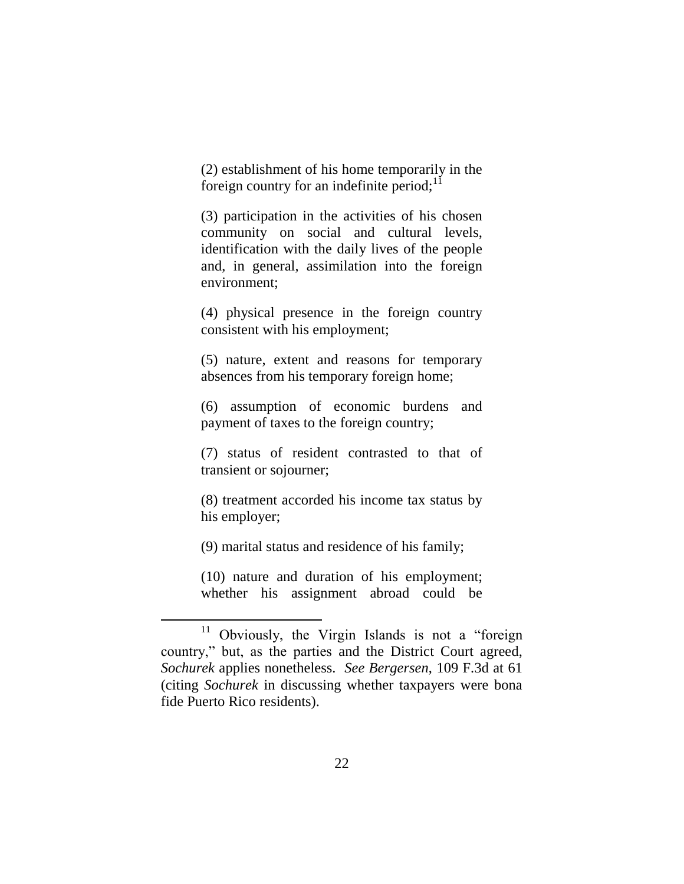(2) establishment of his home temporarily in the foreign country for an indefinite period;[11]

(3) participation in the activities of his chosen community on social and cultural levels, identification with the daily lives of the people and, in general, assimilation into the foreign environment;

(4) physical presence in the foreign country consistent with his employment;

(5) nature, extent and reasons for temporary absences from his temporary foreign home;

(6) assumption of economic burdens and payment of taxes to the foreign country;

(7) status of resident contrasted to that of transient or sojourner;

(8) treatment accorded his income tax status by his employer;

(9) marital status and residence of his family;

(10) nature and duration of his employment; whether his assignment abroad could be

---

[11] Obviously, the Virgin Islands is not a "foreign country," but, as the parties and the District Court agreed, *Sochurek* applies nonetheless. *See Bergersen*, 109 F.3d at 61 (citing *Sochurek* in discussing whether taxpayers were bona fide Puerto Rico residents).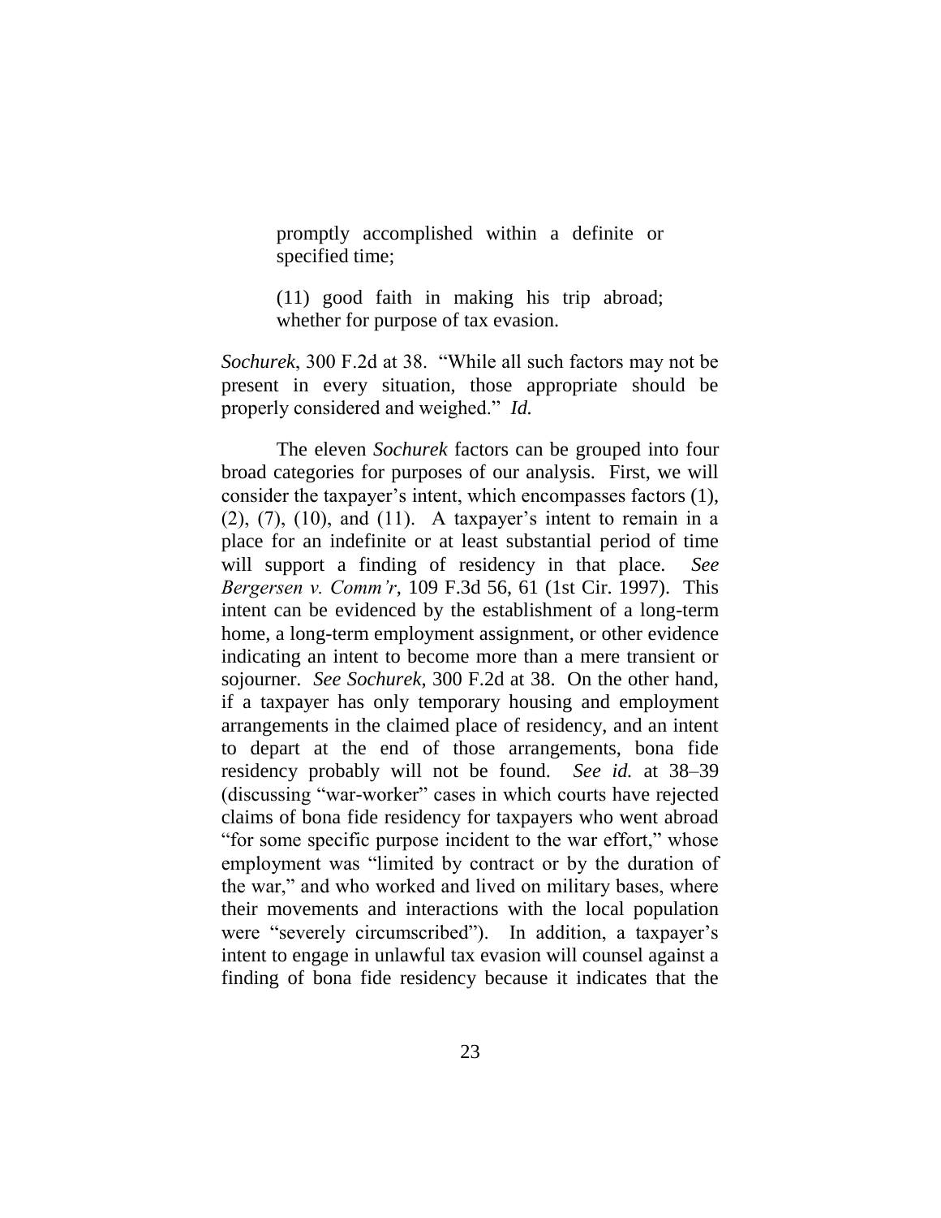> promptly accomplished within a definite or specified time;
>
> (11) good faith in making his trip abroad; whether for purpose of tax evasion.

*Sochurek*, 300 F.2d at 38. "While all such factors may not be present in every situation, those appropriate should be properly considered and weighed." *Id.*

The eleven *Sochurek* factors can be grouped into four broad categories for purposes of our analysis. First, we will consider the taxpayer's intent, which encompasses factors (1), (2), (7), (10), and (11). A taxpayer's intent to remain in a place for an indefinite or at least substantial period of time will support a finding of residency in that place. *See Bergersen v. Comm'r*, 109 F.3d 56, 61 (1st Cir. 1997). This intent can be evidenced by the establishment of a long-term home, a long-term employment assignment, or other evidence indicating an intent to become more than a mere transient or sojourner. *See Sochurek*, 300 F.2d at 38. On the other hand, if a taxpayer has only temporary housing and employment arrangements in the claimed place of residency, and an intent to depart at the end of those arrangements, bona fide residency probably will not be found. *See id.* at 38–39 (discussing "war-worker" cases in which courts have rejected claims of bona fide residency for taxpayers who went abroad "for some specific purpose incident to the war effort," whose employment was "limited by contract or by the duration of the war," and who worked and lived on military bases, where their movements and interactions with the local population were "severely circumscribed"). In addition, a taxpayer's intent to engage in unlawful tax evasion will counsel against a finding of bona fide residency because it indicates that the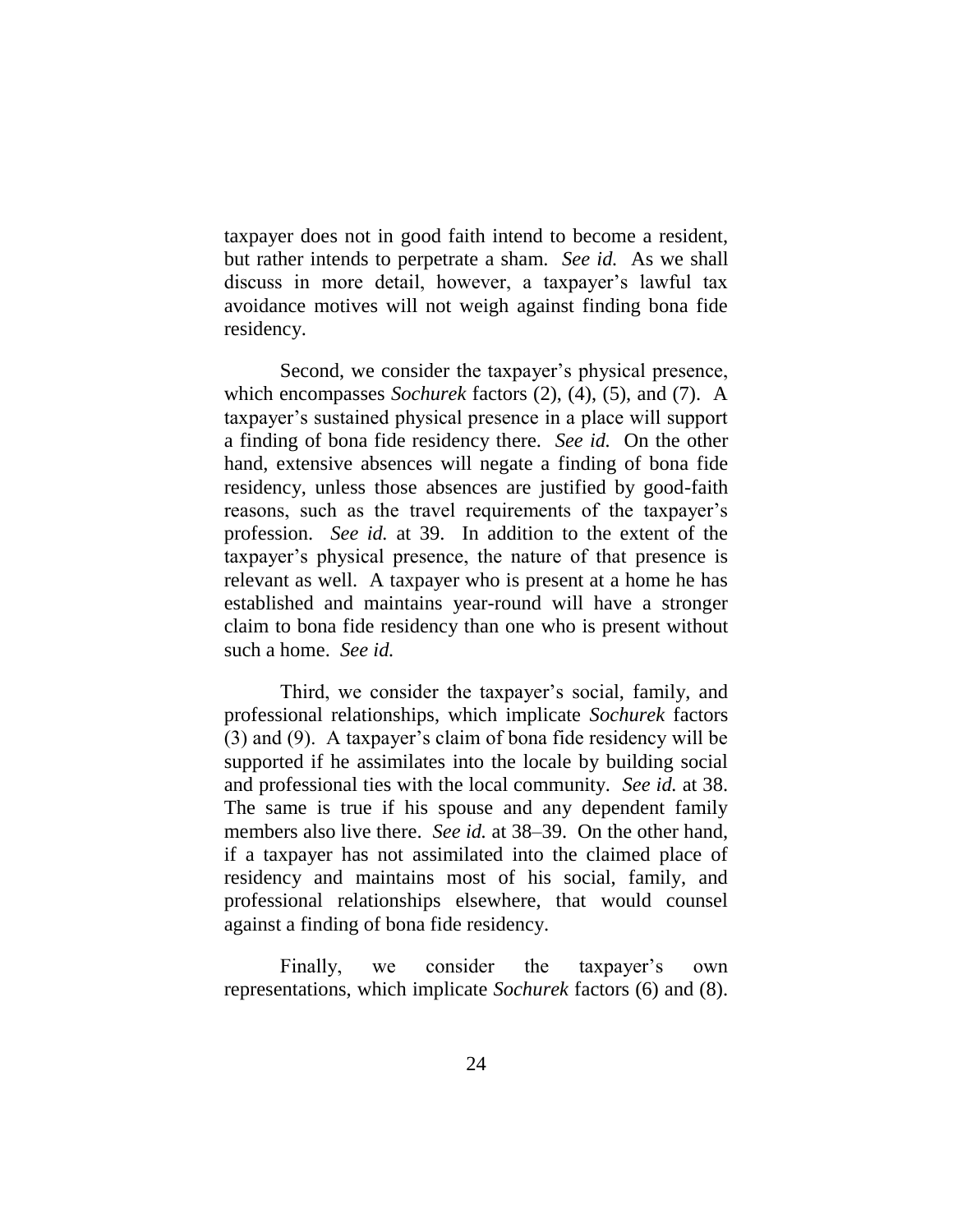taxpayer does not in good faith intend to become a resident, but rather intends to perpetrate a sham. *See id.* As we shall discuss in more detail, however, a taxpayer's lawful tax avoidance motives will not weigh against finding bona fide residency.

Second, we consider the taxpayer's physical presence, which encompasses *Sochurek* factors (2), (4), (5), and (7). A taxpayer's sustained physical presence in a place will support a finding of bona fide residency there. *See id.* On the other hand, extensive absences will negate a finding of bona fide residency, unless those absences are justified by good-faith reasons, such as the travel requirements of the taxpayer's profession. *See id.* at 39. In addition to the extent of the taxpayer's physical presence, the nature of that presence is relevant as well. A taxpayer who is present at a home he has established and maintains year-round will have a stronger claim to bona fide residency than one who is present without such a home. *See id.*

Third, we consider the taxpayer's social, family, and professional relationships, which implicate *Sochurek* factors (3) and (9). A taxpayer's claim of bona fide residency will be supported if he assimilates into the locale by building social and professional ties with the local community. *See id.* at 38. The same is true if his spouse and any dependent family members also live there. *See id.* at 38–39. On the other hand, if a taxpayer has not assimilated into the claimed place of residency and maintains most of his social, family, and professional relationships elsewhere, that would counsel against a finding of bona fide residency.

Finally, we consider the taxpayer's own representations, which implicate *Sochurek* factors (6) and (8).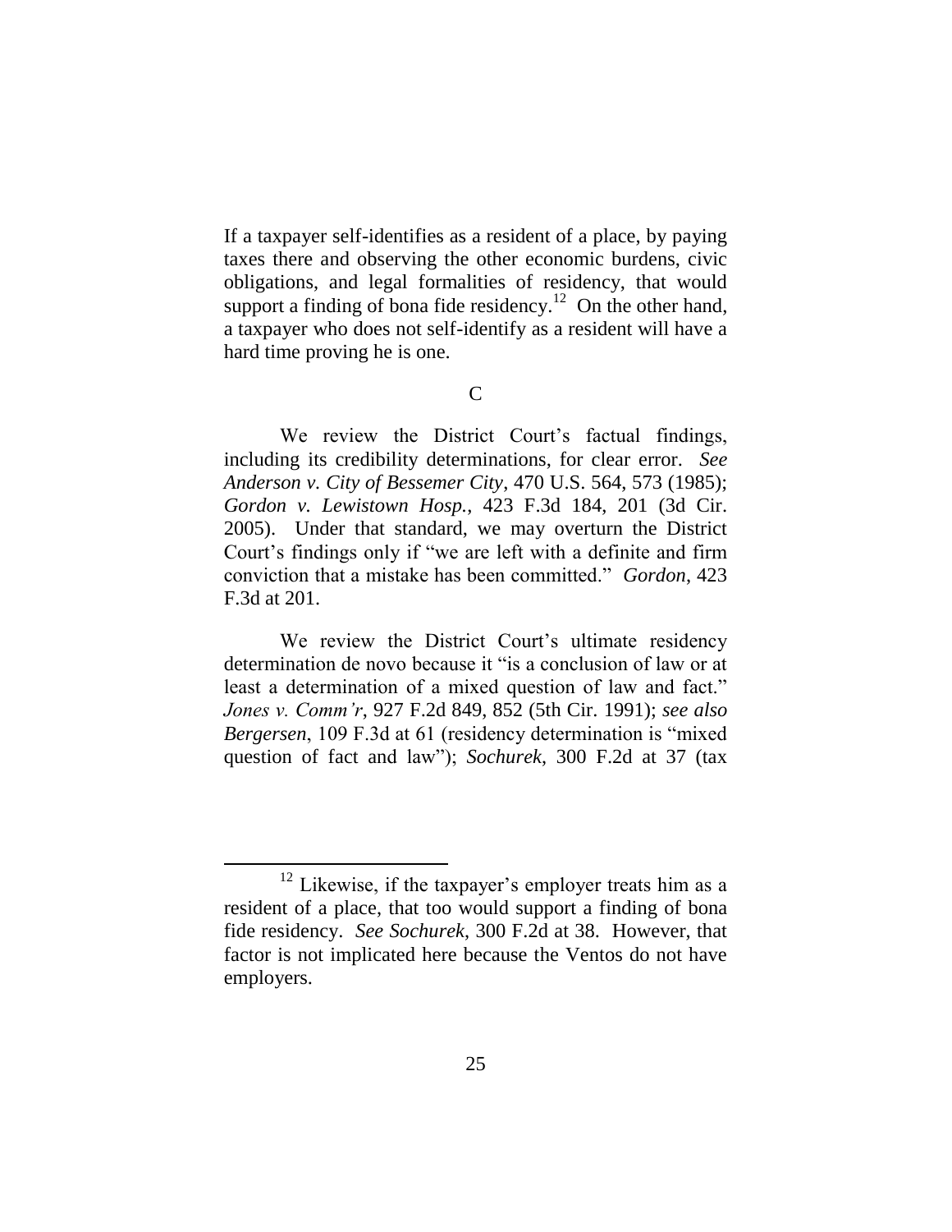If a taxpayer self-identifies as a resident of a place, by paying taxes there and observing the other economic burdens, civic obligations, and legal formalities of residency, that would support a finding of bona fide residency.[12] On the other hand, a taxpayer who does not self-identify as a resident will have a hard time proving he is one.

### C

We review the District Court's factual findings, including its credibility determinations, for clear error. *See Anderson v. City of Bessemer City*, 470 U.S. 564, 573 (1985); *Gordon v. Lewistown Hosp.*, 423 F.3d 184, 201 (3d Cir. 2005). Under that standard, we may overturn the District Court's findings only if "we are left with a definite and firm conviction that a mistake has been committed." *Gordon*, 423 F.3d at 201.

We review the District Court's ultimate residency determination de novo because it "is a conclusion of law or at least a determination of a mixed question of law and fact." *Jones v. Comm'r*, 927 F.2d 849, 852 (5th Cir. 1991); *see also Bergersen*, 109 F.3d at 61 (residency determination is "mixed question of fact and law"); *Sochurek*, 300 F.2d at 37 (tax

---

[12] Likewise, if the taxpayer's employer treats him as a resident of a place, that too would support a finding of bona fide residency. *See Sochurek*, 300 F.2d at 38. However, that factor is not implicated here because the Ventos do not have employers.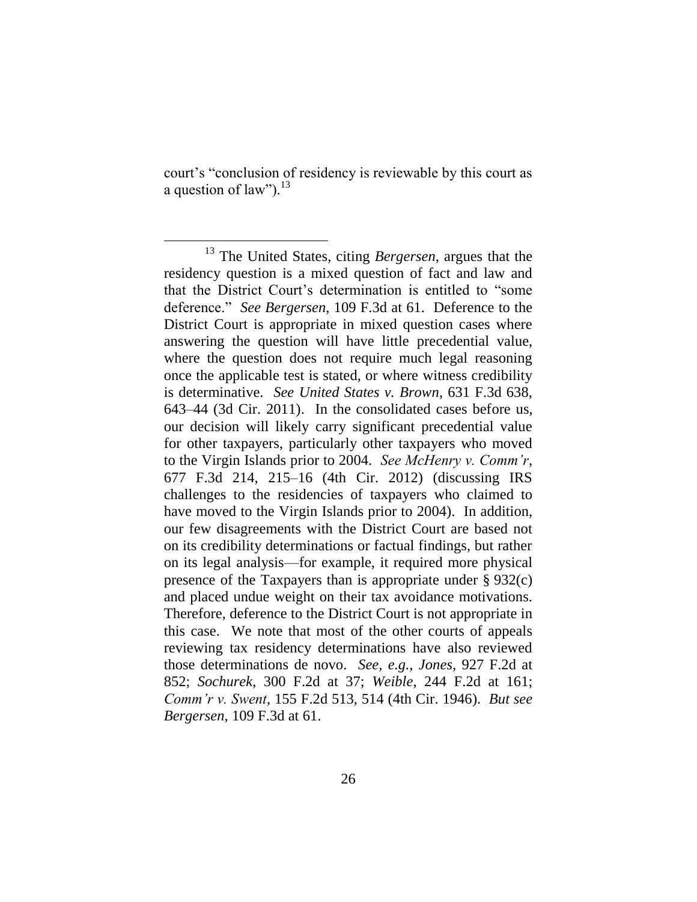court's "conclusion of residency is reviewable by this court as a question of law").[13]

[13] The United States, citing *Bergersen*, argues that the residency question is a mixed question of fact and law and that the District Court's determination is entitled to "some deference." *See Bergersen*, 109 F.3d at 61. Deference to the District Court is appropriate in mixed question cases where answering the question will have little precedential value, where the question does not require much legal reasoning once the applicable test is stated, or where witness credibility is determinative. *See United States v. Brown*, 631 F.3d 638, 643–44 (3d Cir. 2011). In the consolidated cases before us, our decision will likely carry significant precedential value for other taxpayers, particularly other taxpayers who moved to the Virgin Islands prior to 2004. *See McHenry v. Comm'r*, 677 F.3d 214, 215–16 (4th Cir. 2012) (discussing IRS challenges to the residencies of taxpayers who claimed to have moved to the Virgin Islands prior to 2004). In addition, our few disagreements with the District Court are based not on its credibility determinations or factual findings, but rather on its legal analysis—for example, it required more physical presence of the Taxpayers than is appropriate under § 932(c) and placed undue weight on their tax avoidance motivations. Therefore, deference to the District Court is not appropriate in this case. We note that most of the other courts of appeals reviewing tax residency determinations have also reviewed those determinations de novo. *See, e.g.*, *Jones*, 927 F.2d at 852; *Sochurek*, 300 F.2d at 37; *Weible*, 244 F.2d at 161; *Comm'r v. Swent*, 155 F.2d 513, 514 (4th Cir. 1946). *But see Bergersen*, 109 F.3d at 61.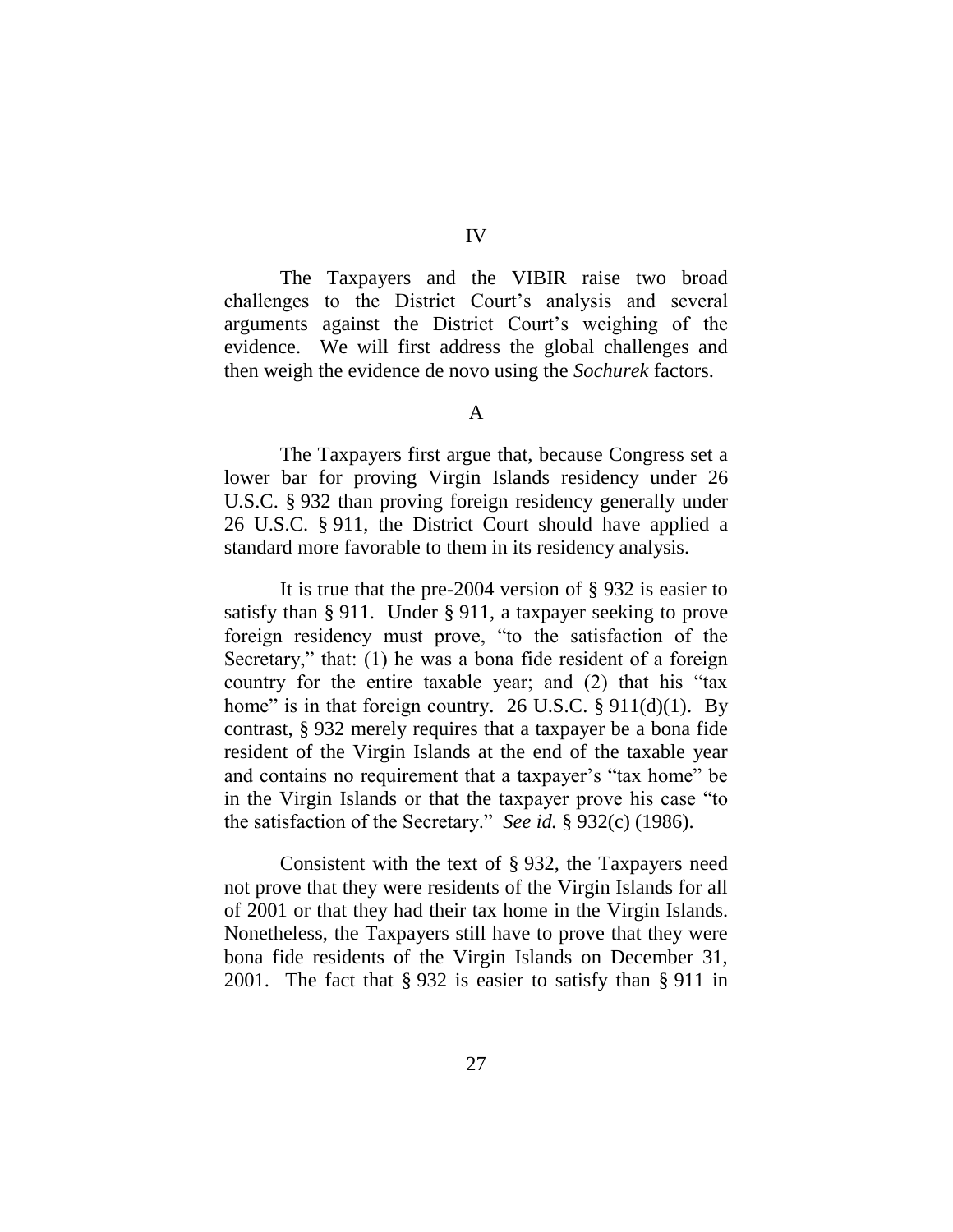## IV

The Taxpayers and the VIBIR raise two broad challenges to the District Court's analysis and several arguments against the District Court's weighing of the evidence. We will first address the global challenges and then weigh the evidence de novo using the *Sochurek* factors.

### A

The Taxpayers first argue that, because Congress set a lower bar for proving Virgin Islands residency under 26 U.S.C. § 932 than proving foreign residency generally under 26 U.S.C. § 911, the District Court should have applied a standard more favorable to them in its residency analysis.

It is true that the pre-2004 version of § 932 is easier to satisfy than § 911. Under § 911, a taxpayer seeking to prove foreign residency must prove, "to the satisfaction of the Secretary," that: (1) he was a bona fide resident of a foreign country for the entire taxable year; and (2) that his "tax home" is in that foreign country. 26 U.S.C. § 911(d)(1). By contrast, § 932 merely requires that a taxpayer be a bona fide resident of the Virgin Islands at the end of the taxable year and contains no requirement that a taxpayer's "tax home" be in the Virgin Islands or that the taxpayer prove his case "to the satisfaction of the Secretary." *See id.* § 932(c) (1986).

Consistent with the text of § 932, the Taxpayers need not prove that they were residents of the Virgin Islands for all of 2001 or that they had their tax home in the Virgin Islands. Nonetheless, the Taxpayers still have to prove that they were bona fide residents of the Virgin Islands on December 31, 2001. The fact that § 932 is easier to satisfy than § 911 in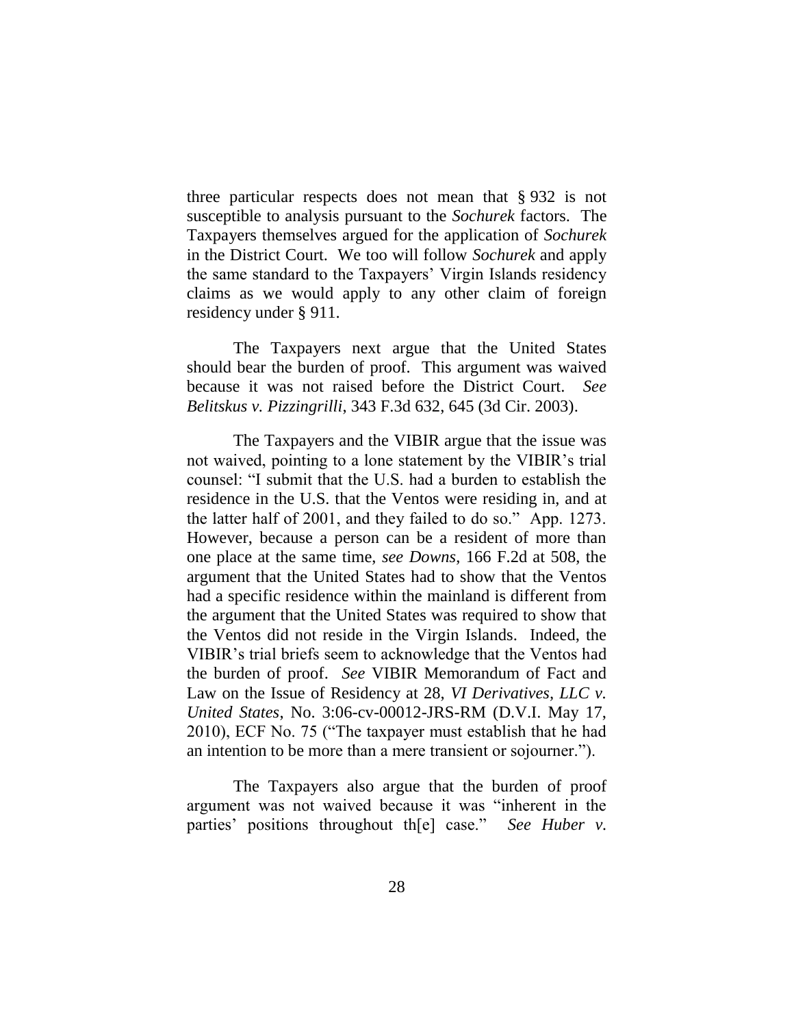three particular respects does not mean that § 932 is not susceptible to analysis pursuant to the *Sochurek* factors. The Taxpayers themselves argued for the application of *Sochurek* in the District Court. We too will follow *Sochurek* and apply the same standard to the Taxpayers' Virgin Islands residency claims as we would apply to any other claim of foreign residency under § 911.

The Taxpayers next argue that the United States should bear the burden of proof. This argument was waived because it was not raised before the District Court. *See Belitskus v. Pizzingrilli*, 343 F.3d 632, 645 (3d Cir. 2003).

The Taxpayers and the VIBIR argue that the issue was not waived, pointing to a lone statement by the VIBIR's trial counsel: "I submit that the U.S. had a burden to establish the residence in the U.S. that the Ventos were residing in, and at the latter half of 2001, and they failed to do so." App. 1273. However, because a person can be a resident of more than one place at the same time, *see Downs*, 166 F.2d at 508, the argument that the United States had to show that the Ventos had a specific residence within the mainland is different from the argument that the United States was required to show that the Ventos did not reside in the Virgin Islands. Indeed, the VIBIR's trial briefs seem to acknowledge that the Ventos had the burden of proof. *See* VIBIR Memorandum of Fact and Law on the Issue of Residency at 28, *VI Derivatives, LLC v. United States*, No. 3:06-cv-00012-JRS-RM (D.V.I. May 17, 2010), ECF No. 75 ("The taxpayer must establish that he had an intention to be more than a mere transient or sojourner.").

The Taxpayers also argue that the burden of proof argument was not waived because it was "inherent in the parties' positions throughout th[e] case." *See Huber v.*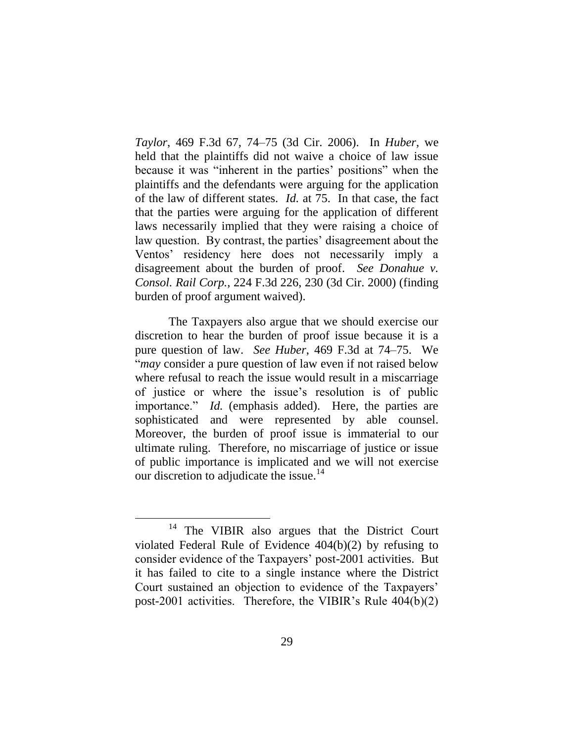*Taylor*, 469 F.3d 67, 74–75 (3d Cir. 2006). In *Huber*, we held that the plaintiffs did not waive a choice of law issue because it was "inherent in the parties' positions" when the plaintiffs and the defendants were arguing for the application of the law of different states. *Id.* at 75. In that case, the fact that the parties were arguing for the application of different laws necessarily implied that they were raising a choice of law question. By contrast, the parties' disagreement about the Ventos' residency here does not necessarily imply a disagreement about the burden of proof. *See Donahue v. Consol. Rail Corp.*, 224 F.3d 226, 230 (3d Cir. 2000) (finding burden of proof argument waived).

The Taxpayers also argue that we should exercise our discretion to hear the burden of proof issue because it is a pure question of law. *See Huber*, 469 F.3d at 74–75. We "*may* consider a pure question of law even if not raised below where refusal to reach the issue would result in a miscarriage of justice or where the issue's resolution is of public importance." *Id.* (emphasis added). Here, the parties are sophisticated and were represented by able counsel. Moreover, the burden of proof issue is immaterial to our ultimate ruling. Therefore, no miscarriage of justice or issue of public importance is implicated and we will not exercise our discretion to adjudicate the issue.[14]

[14] The VIBIR also argues that the District Court violated Federal Rule of Evidence 404(b)(2) by refusing to consider evidence of the Taxpayers' post-2001 activities. But it has failed to cite to a single instance where the District Court sustained an objection to evidence of the Taxpayers' post-2001 activities. Therefore, the VIBIR's Rule 404(b)(2)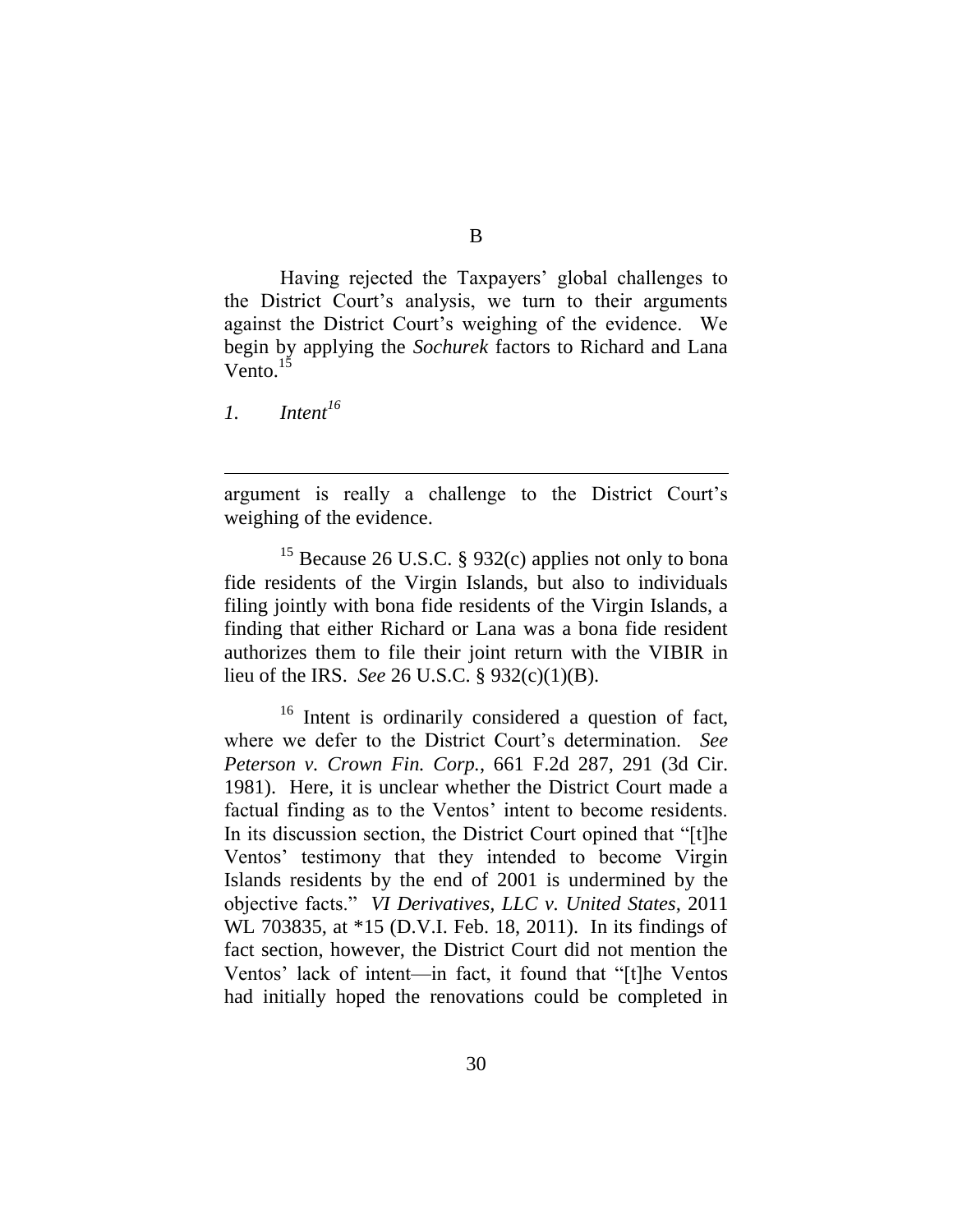B

Having rejected the Taxpayers' global challenges to the District Court's analysis, we turn to their arguments against the District Court's weighing of the evidence. We begin by applying the *Sochurek* factors to Richard and Lana Vento.[15]

*1. Intent[16]*

---

argument is really a challenge to the District Court's weighing of the evidence.

[15] Because 26 U.S.C. § 932(c) applies not only to bona fide residents of the Virgin Islands, but also to individuals filing jointly with bona fide residents of the Virgin Islands, a finding that either Richard or Lana was a bona fide resident authorizes them to file their joint return with the VIBIR in lieu of the IRS. *See* 26 U.S.C. § 932(c)(1)(B).

[16] Intent is ordinarily considered a question of fact, where we defer to the District Court's determination. *See Peterson v. Crown Fin. Corp.*, 661 F.2d 287, 291 (3d Cir. 1981). Here, it is unclear whether the District Court made a factual finding as to the Ventos' intent to become residents. In its discussion section, the District Court opined that "[t]he Ventos' testimony that they intended to become Virgin Islands residents by the end of 2001 is undermined by the objective facts." *VI Derivatives, LLC v. United States*, 2011 WL 703835, at *15 (D.V.I. Feb. 18, 2011). In its findings of fact section, however, the District Court did not mention the Ventos' lack of intent—in fact, it found that "[t]he Ventos had initially hoped the renovations could be completed in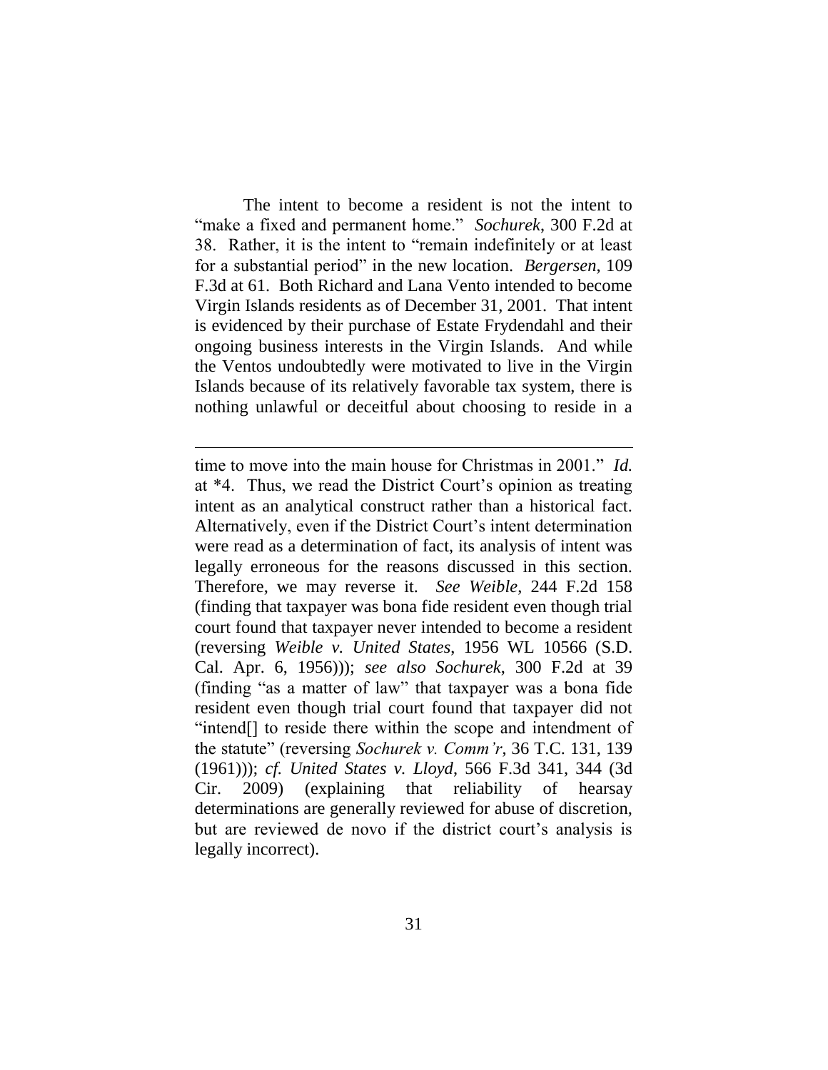The intent to become a resident is not the intent to "make a fixed and permanent home." *Sochurek*, 300 F.2d at 38. Rather, it is the intent to "remain indefinitely or at least for a substantial period" in the new location. *Bergersen*, 109 F.3d at 61. Both Richard and Lana Vento intended to become Virgin Islands residents as of December 31, 2001. That intent is evidenced by their purchase of Estate Frydendahl and their ongoing business interests in the Virgin Islands. And while the Ventos undoubtedly were motivated to live in the Virgin Islands because of its relatively favorable tax system, there is nothing unlawful or deceitful about choosing to reside in a

---

time to move into the main house for Christmas in 2001." *Id.* at \*4. Thus, we read the District Court's opinion as treating intent as an analytical construct rather than a historical fact. Alternatively, even if the District Court's intent determination were read as a determination of fact, its analysis of intent was legally erroneous for the reasons discussed in this section. Therefore, we may reverse it. *See Weible*, 244 F.2d 158 (finding that taxpayer was bona fide resident even though trial court found that taxpayer never intended to become a resident (reversing *Weible v. United States*, 1956 WL 10566 (S.D. Cal. Apr. 6, 1956))); *see also Sochurek*, 300 F.2d at 39 (finding "as a matter of law" that taxpayer was a bona fide resident even though trial court found that taxpayer did not "intend[] to reside there within the scope and intendment of the statute" (reversing *Sochurek v. Comm'r*, 36 T.C. 131, 139 (1961))); *cf. United States v. Lloyd*, 566 F.3d 341, 344 (3d Cir. 2009) (explaining that reliability of hearsay determinations are generally reviewed for abuse of discretion, but are reviewed de novo if the district court's analysis is legally incorrect).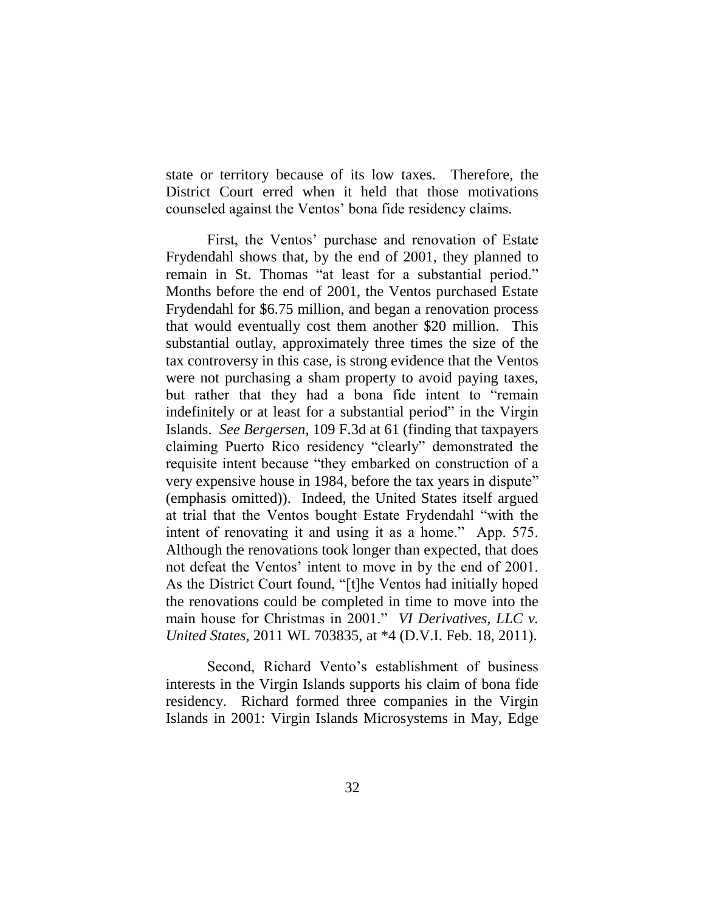state or territory because of its low taxes. Therefore, the District Court erred when it held that those motivations counseled against the Ventos' bona fide residency claims.

First, the Ventos' purchase and renovation of Estate Frydendahl shows that, by the end of 2001, they planned to remain in St. Thomas "at least for a substantial period." Months before the end of 2001, the Ventos purchased Estate Frydendahl for $6.75 million, and began a renovation process that would eventually cost them another $20 million. This substantial outlay, approximately three times the size of the tax controversy in this case, is strong evidence that the Ventos were not purchasing a sham property to avoid paying taxes, but rather that they had a bona fide intent to "remain indefinitely or at least for a substantial period" in the Virgin Islands. *See Bergersen*, 109 F.3d at 61 (finding that taxpayers claiming Puerto Rico residency "clearly" demonstrated the requisite intent because "they embarked on construction of a very expensive house in 1984, before the tax years in dispute" (emphasis omitted)). Indeed, the United States itself argued at trial that the Ventos bought Estate Frydendahl "with the intent of renovating it and using it as a home." App. 575. Although the renovations took longer than expected, that does not defeat the Ventos' intent to move in by the end of 2001. As the District Court found, "[t]he Ventos had initially hoped the renovations could be completed in time to move into the main house for Christmas in 2001." *VI Derivatives, LLC v. United States*, 2011 WL 703835, at *4 (D.V.I. Feb. 18, 2011).

Second, Richard Vento's establishment of business interests in the Virgin Islands supports his claim of bona fide residency. Richard formed three companies in the Virgin Islands in 2001: Virgin Islands Microsystems in May, Edge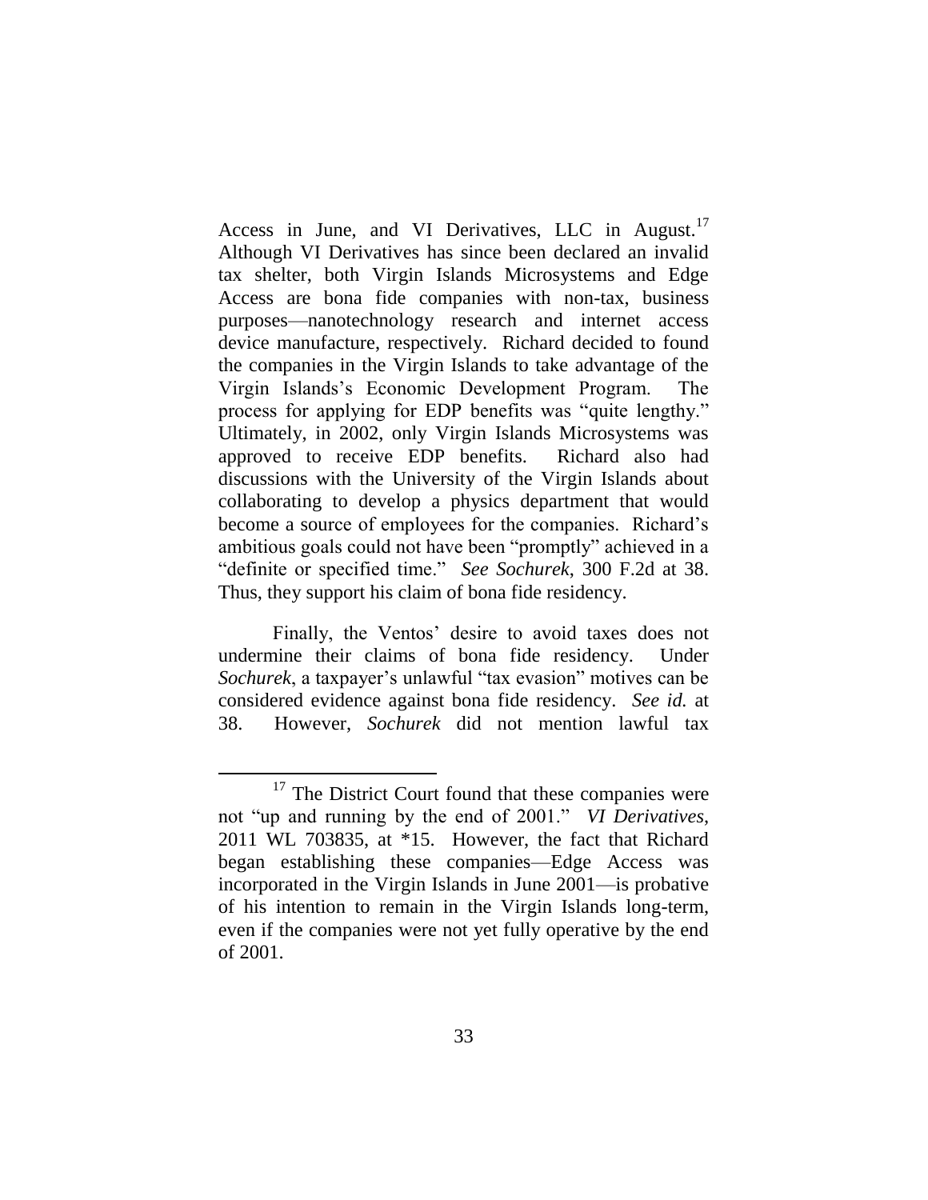Access in June, and VI Derivatives, LLC in August.[17] Although VI Derivatives has since been declared an invalid tax shelter, both Virgin Islands Microsystems and Edge Access are bona fide companies with non-tax, business purposes—nanotechnology research and internet access device manufacture, respectively. Richard decided to found the companies in the Virgin Islands to take advantage of the Virgin Islands's Economic Development Program. The process for applying for EDP benefits was "quite lengthy." Ultimately, in 2002, only Virgin Islands Microsystems was approved to receive EDP benefits. Richard also had discussions with the University of the Virgin Islands about collaborating to develop a physics department that would become a source of employees for the companies. Richard's ambitious goals could not have been "promptly" achieved in a "definite or specified time." *See Sochurek*, 300 F.2d at 38. Thus, they support his claim of bona fide residency.

Finally, the Ventos' desire to avoid taxes does not undermine their claims of bona fide residency. Under *Sochurek*, a taxpayer's unlawful "tax evasion" motives can be considered evidence against bona fide residency. *See id.* at 38. However, *Sochurek* did not mention lawful tax

---

[17] The District Court found that these companies were not "up and running by the end of 2001." *VI Derivatives*, 2011 WL 703835, at *15. However, the fact that Richard began establishing these companies—Edge Access was incorporated in the Virgin Islands in June 2001—is probative of his intention to remain in the Virgin Islands long-term, even if the companies were not yet fully operative by the end of 2001.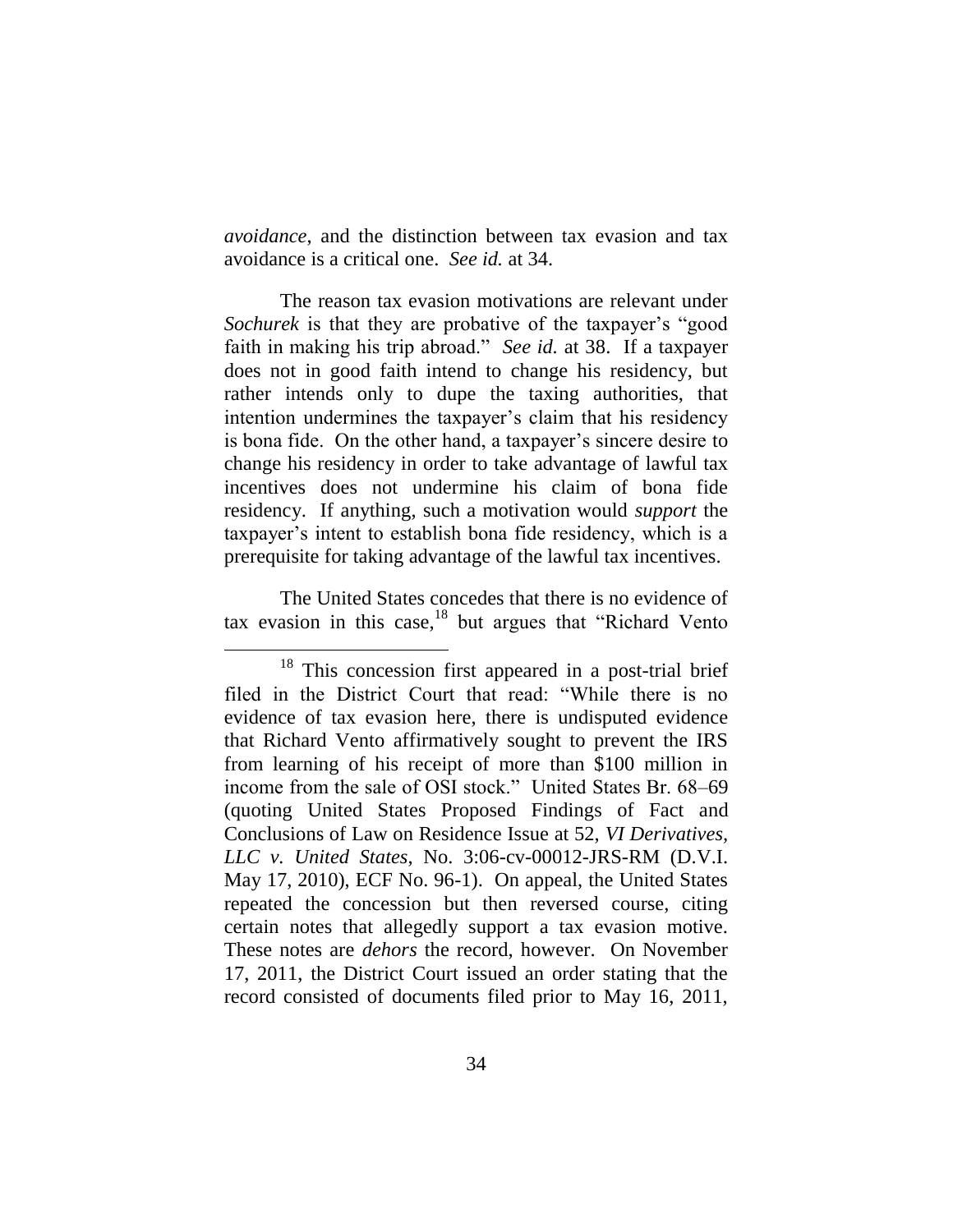*avoidance*, and the distinction between tax evasion and tax avoidance is a critical one. *See id.* at 34.

The reason tax evasion motivations are relevant under *Sochurek* is that they are probative of the taxpayer's "good faith in making his trip abroad." *See id.* at 38. If a taxpayer does not in good faith intend to change his residency, but rather intends only to dupe the taxing authorities, that intention undermines the taxpayer's claim that his residency is bona fide. On the other hand, a taxpayer's sincere desire to change his residency in order to take advantage of lawful tax incentives does not undermine his claim of bona fide residency. If anything, such a motivation would *support* the taxpayer's intent to establish bona fide residency, which is a prerequisite for taking advantage of the lawful tax incentives.

The United States concedes that there is no evidence of tax evasion in this case,[18] but argues that "Richard Vento

[18] This concession first appeared in a post-trial brief filed in the District Court that read: "While there is no evidence of tax evasion here, there is undisputed evidence that Richard Vento affirmatively sought to prevent the IRS from learning of his receipt of more than $100 million in income from the sale of OSI stock." United States Br. 68–69 (quoting United States Proposed Findings of Fact and Conclusions of Law on Residence Issue at 52, *VI Derivatives, LLC v. United States*, No. 3:06-cv-00012-JRS-RM (D.V.I. May 17, 2010), ECF No. 96-1). On appeal, the United States repeated the concession but then reversed course, citing certain notes that allegedly support a tax evasion motive. These notes are *dehors* the record, however. On November 17, 2011, the District Court issued an order stating that the record consisted of documents filed prior to May 16, 2011,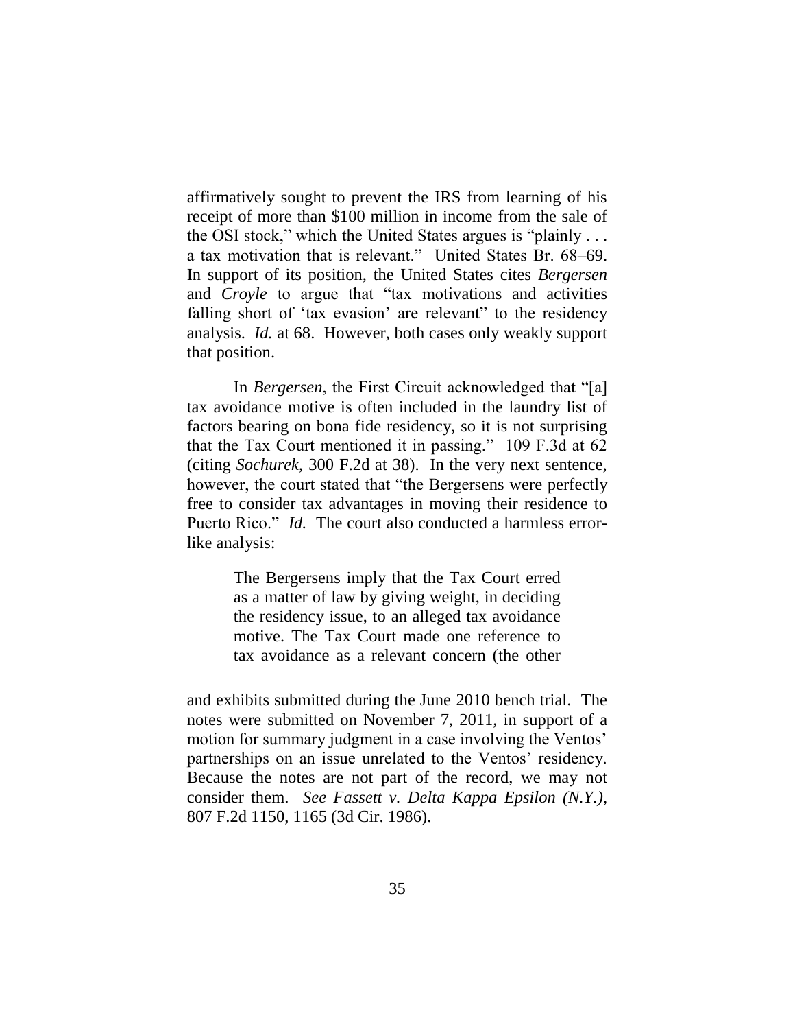affirmatively sought to prevent the IRS from learning of his receipt of more than $100 million in income from the sale of the OSI stock," which the United States argues is "plainly . . . a tax motivation that is relevant." United States Br. 68–69. In support of its position, the United States cites *Bergersen* and *Croyle* to argue that "tax motivations and activities falling short of 'tax evasion' are relevant" to the residency analysis. *Id.* at 68. However, both cases only weakly support that position.

In *Bergersen*, the First Circuit acknowledged that "[a] tax avoidance motive is often included in the laundry list of factors bearing on bona fide residency, so it is not surprising that the Tax Court mentioned it in passing." 109 F.3d at 62 (citing *Sochurek*, 300 F.2d at 38). In the very next sentence, however, the court stated that "the Bergersens were perfectly free to consider tax advantages in moving their residence to Puerto Rico." *Id.* The court also conducted a harmless error-like analysis:

> The Bergersens imply that the Tax Court erred as a matter of law by giving weight, in deciding the residency issue, to an alleged tax avoidance motive. The Tax Court made one reference to tax avoidance as a relevant concern (the other

---

and exhibits submitted during the June 2010 bench trial. The notes were submitted on November 7, 2011, in support of a motion for summary judgment in a case involving the Ventos' partnerships on an issue unrelated to the Ventos' residency. Because the notes are not part of the record, we may not consider them. *See Fassett v. Delta Kappa Epsilon (N.Y.)*, 807 F.2d 1150, 1165 (3d Cir. 1986).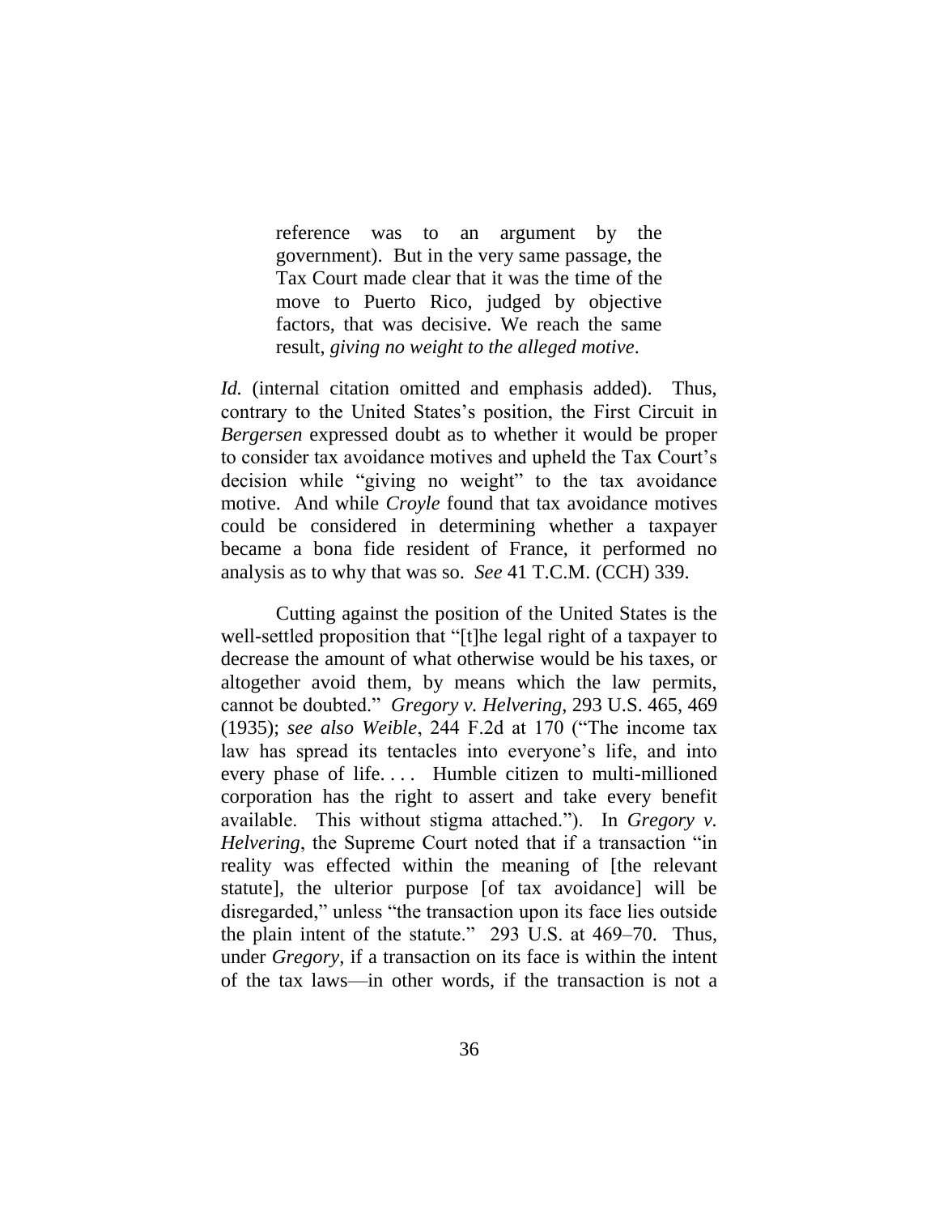> reference was to an argument by the government). But in the very same passage, the Tax Court made clear that it was the time of the move to Puerto Rico, judged by objective factors, that was decisive. We reach the same result, *giving no weight to the alleged motive*.

*Id.* (internal citation omitted and emphasis added). Thus, contrary to the United States's position, the First Circuit in *Bergersen* expressed doubt as to whether it would be proper to consider tax avoidance motives and upheld the Tax Court's decision while "giving no weight" to the tax avoidance motive. And while *Croyle* found that tax avoidance motives could be considered in determining whether a taxpayer became a bona fide resident of France, it performed no analysis as to why that was so. *See* 41 T.C.M. (CCH) 339.

Cutting against the position of the United States is the well-settled proposition that "[t]he legal right of a taxpayer to decrease the amount of what otherwise would be his taxes, or altogether avoid them, by means which the law permits, cannot be doubted." *Gregory v. Helvering*, 293 U.S. 465, 469 (1935); *see also Weible*, 244 F.2d at 170 ("The income tax law has spread its tentacles into everyone's life, and into every phase of life. . . . Humble citizen to multi-millioned corporation has the right to assert and take every benefit available. This without stigma attached."). In *Gregory v. Helvering*, the Supreme Court noted that if a transaction "in reality was effected within the meaning of [the relevant statute], the ulterior purpose [of tax avoidance] will be disregarded," unless "the transaction upon its face lies outside the plain intent of the statute." 293 U.S. at 469–70. Thus, under *Gregory*, if a transaction on its face is within the intent of the tax laws—in other words, if the transaction is not a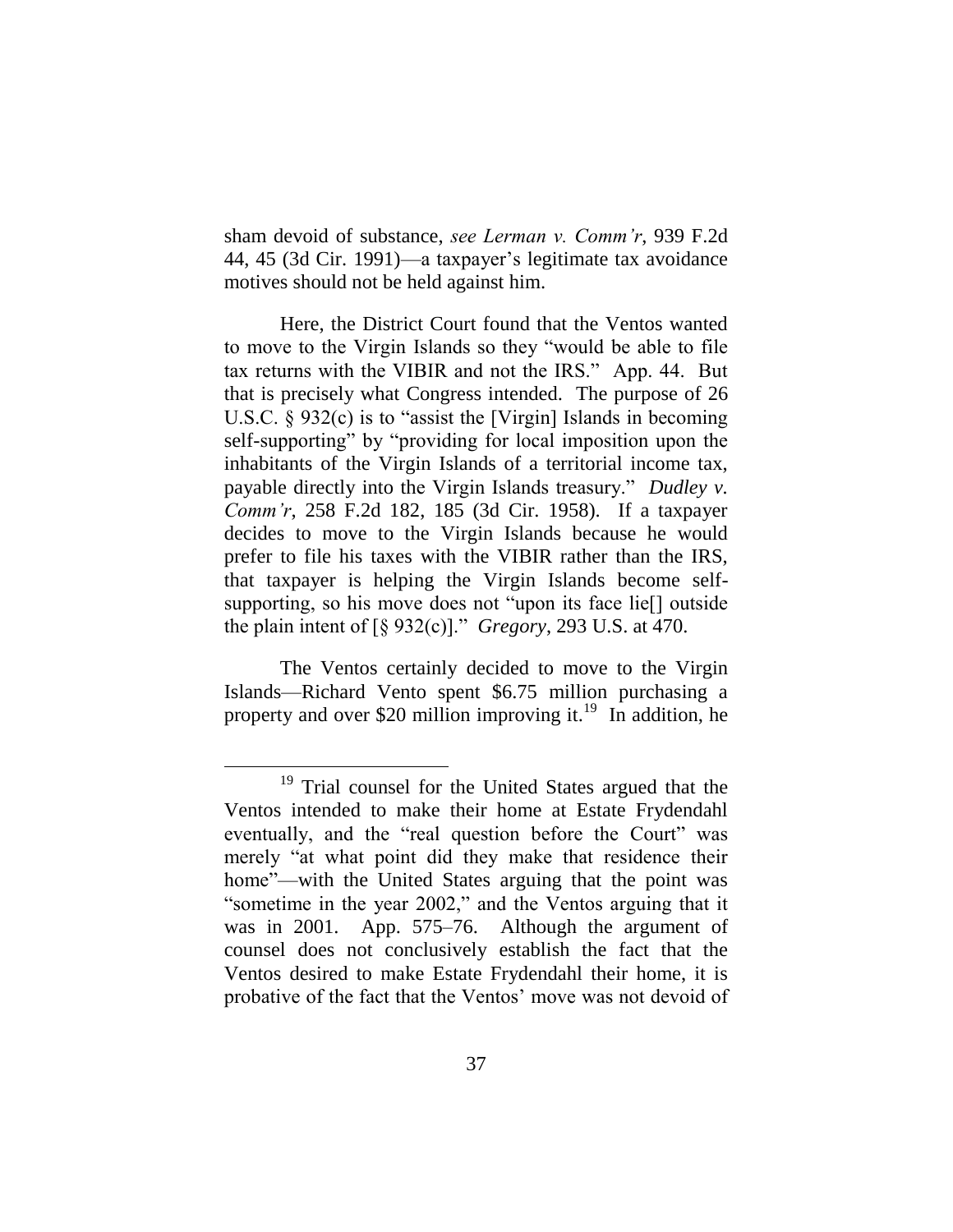sham devoid of substance, *see Lerman v. Comm'r*, 939 F.2d 44, 45 (3d Cir. 1991)—a taxpayer's legitimate tax avoidance motives should not be held against him.

Here, the District Court found that the Ventos wanted to move to the Virgin Islands so they "would be able to file tax returns with the VIBIR and not the IRS." App. 44. But that is precisely what Congress intended. The purpose of 26 U.S.C. § 932(c) is to "assist the [Virgin] Islands in becoming self-supporting" by "providing for local imposition upon the inhabitants of the Virgin Islands of a territorial income tax, payable directly into the Virgin Islands treasury." *Dudley v. Comm'r*, 258 F.2d 182, 185 (3d Cir. 1958). If a taxpayer decides to move to the Virgin Islands because he would prefer to file his taxes with the VIBIR rather than the IRS, that taxpayer is helping the Virgin Islands become self-supporting, so his move does not "upon its face lie[] outside the plain intent of [§ 932(c)]." *Gregory*, 293 U.S. at 470.

The Ventos certainly decided to move to the Virgin Islands—Richard Vento spent $6.75 million purchasing a property and over $20 million improving it.[19] In addition, he

[19] Trial counsel for the United States argued that the Ventos intended to make their home at Estate Frydendahl eventually, and the "real question before the Court" was merely "at what point did they make that residence their home"—with the United States arguing that the point was "sometime in the year 2002," and the Ventos arguing that it was in 2001. App. 575–76. Although the argument of counsel does not conclusively establish the fact that the Ventos desired to make Estate Frydendahl their home, it is probative of the fact that the Ventos' move was not devoid of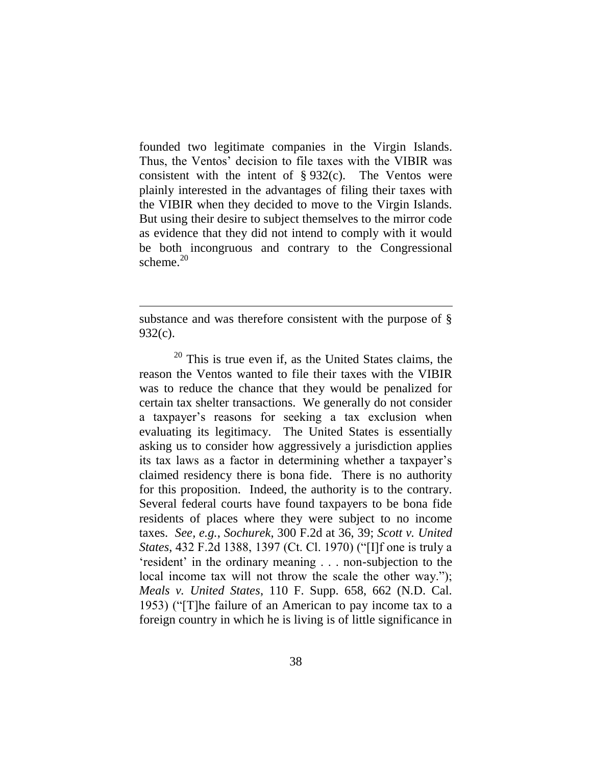founded two legitimate companies in the Virgin Islands. Thus, the Ventos' decision to file taxes with the VIBIR was consistent with the intent of § 932(c). The Ventos were plainly interested in the advantages of filing their taxes with the VIBIR when they decided to move to the Virgin Islands. But using their desire to subject themselves to the mirror code as evidence that they did not intend to comply with it would be both incongruous and contrary to the Congressional scheme.[20]

---

substance and was therefore consistent with the purpose of § 932(c).

[20] This is true even if, as the United States claims, the reason the Ventos wanted to file their taxes with the VIBIR was to reduce the chance that they would be penalized for certain tax shelter transactions. We generally do not consider a taxpayer's reasons for seeking a tax exclusion when evaluating its legitimacy. The United States is essentially asking us to consider how aggressively a jurisdiction applies its tax laws as a factor in determining whether a taxpayer's claimed residency there is bona fide. There is no authority for this proposition. Indeed, the authority is to the contrary. Several federal courts have found taxpayers to be bona fide residents of places where they were subject to no income taxes. *See, e.g.*, *Sochurek*, 300 F.2d at 36, 39; *Scott v. United States*, 432 F.2d 1388, 1397 (Ct. Cl. 1970) ("[I]f one is truly a 'resident' in the ordinary meaning . . . non-subjection to the local income tax will not throw the scale the other way."); *Meals v. United States*, 110 F. Supp. 658, 662 (N.D. Cal. 1953) ("[T]he failure of an American to pay income tax to a foreign country in which he is living is of little significance in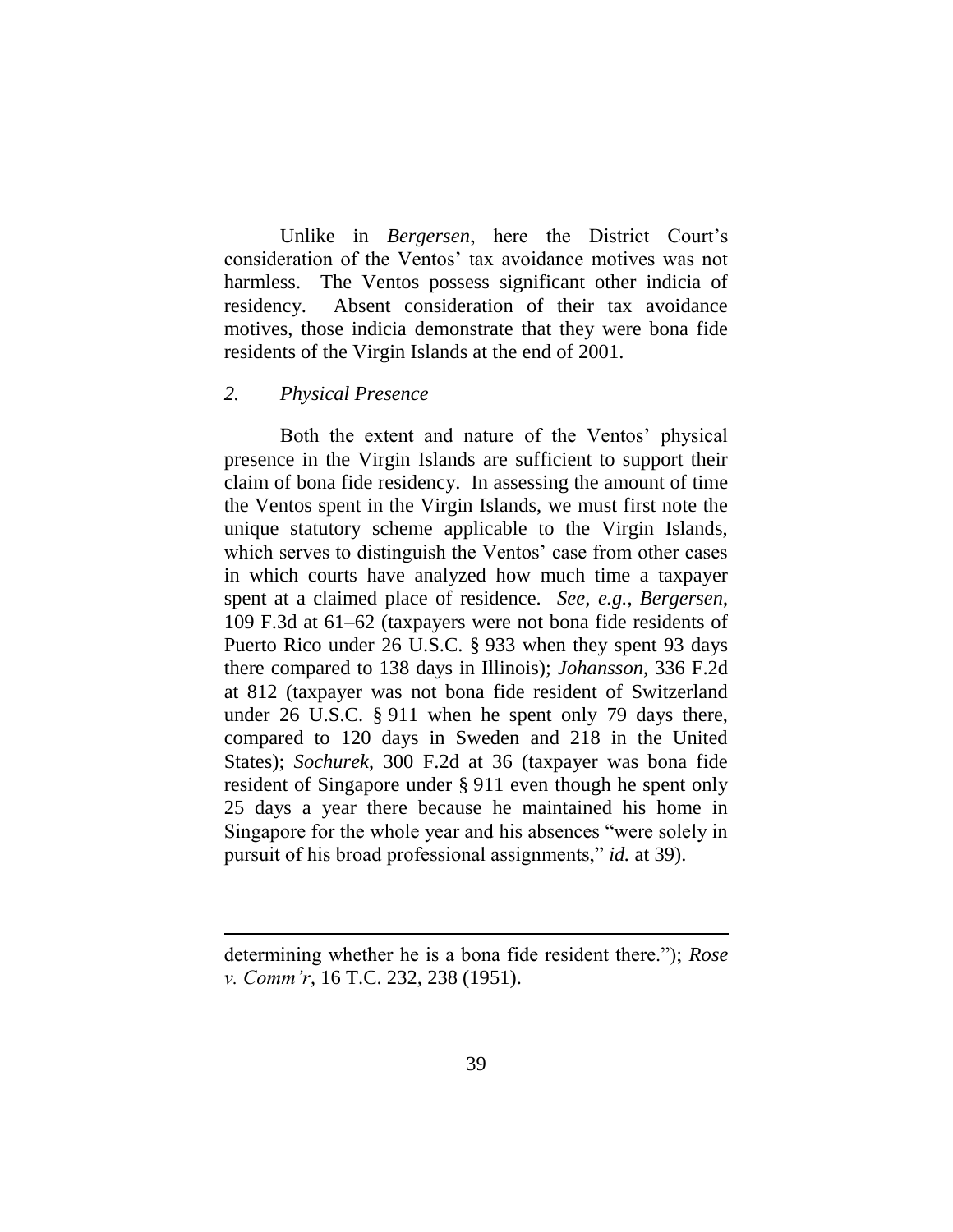Unlike in *Bergersen*, here the District Court's consideration of the Ventos' tax avoidance motives was not harmless. The Ventos possess significant other indicia of residency. Absent consideration of their tax avoidance motives, those indicia demonstrate that they were bona fide residents of the Virgin Islands at the end of 2001.

*2. Physical Presence*

Both the extent and nature of the Ventos' physical presence in the Virgin Islands are sufficient to support their claim of bona fide residency. In assessing the amount of time the Ventos spent in the Virgin Islands, we must first note the unique statutory scheme applicable to the Virgin Islands, which serves to distinguish the Ventos' case from other cases in which courts have analyzed how much time a taxpayer spent at a claimed place of residence. *See, e.g.*, *Bergersen*, 109 F.3d at 61–62 (taxpayers were not bona fide residents of Puerto Rico under 26 U.S.C. § 933 when they spent 93 days there compared to 138 days in Illinois); *Johansson*, 336 F.2d at 812 (taxpayer was not bona fide resident of Switzerland under 26 U.S.C. § 911 when he spent only 79 days there, compared to 120 days in Sweden and 218 in the United States); *Sochurek*, 300 F.2d at 36 (taxpayer was bona fide resident of Singapore under § 911 even though he spent only 25 days a year there because he maintained his home in Singapore for the whole year and his absences "were solely in pursuit of his broad professional assignments," *id.* at 39).

---

determining whether he is a bona fide resident there."); *Rose v. Comm'r*, 16 T.C. 232, 238 (1951).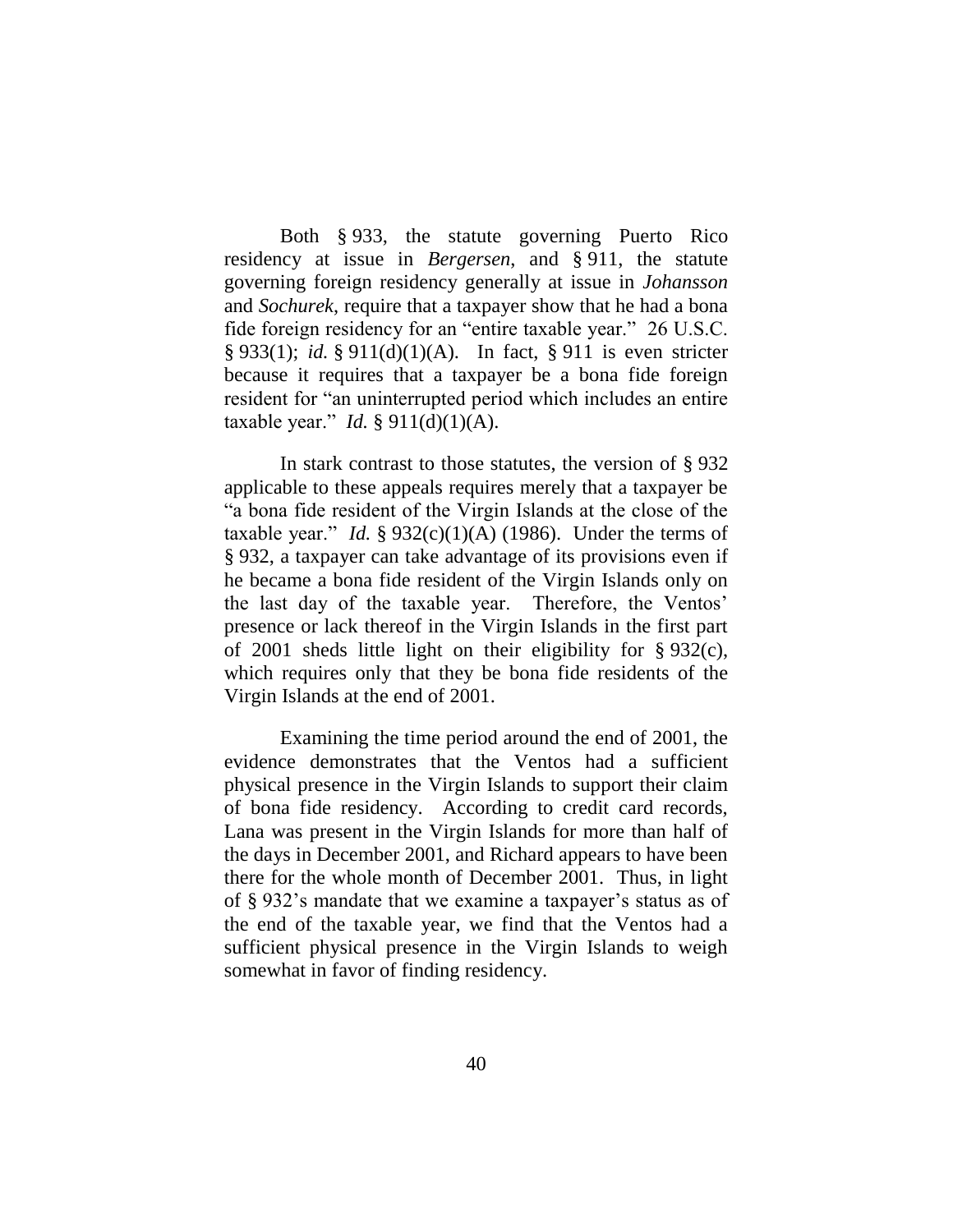Both § 933, the statute governing Puerto Rico residency at issue in *Bergersen*, and § 911, the statute governing foreign residency generally at issue in *Johansson* and *Sochurek*, require that a taxpayer show that he had a bona fide foreign residency for an "entire taxable year." 26 U.S.C. § 933(1); *id.* § 911(d)(1)(A). In fact, § 911 is even stricter because it requires that a taxpayer be a bona fide foreign resident for "an uninterrupted period which includes an entire taxable year." *Id.* § 911(d)(1)(A).

In stark contrast to those statutes, the version of § 932 applicable to these appeals requires merely that a taxpayer be "a bona fide resident of the Virgin Islands at the close of the taxable year." *Id.* § 932(c)(1)(A) (1986). Under the terms of § 932, a taxpayer can take advantage of its provisions even if he became a bona fide resident of the Virgin Islands only on the last day of the taxable year. Therefore, the Ventos' presence or lack thereof in the Virgin Islands in the first part of 2001 sheds little light on their eligibility for § 932(c), which requires only that they be bona fide residents of the Virgin Islands at the end of 2001.

Examining the time period around the end of 2001, the evidence demonstrates that the Ventos had a sufficient physical presence in the Virgin Islands to support their claim of bona fide residency. According to credit card records, Lana was present in the Virgin Islands for more than half of the days in December 2001, and Richard appears to have been there for the whole month of December 2001. Thus, in light of § 932's mandate that we examine a taxpayer's status as of the end of the taxable year, we find that the Ventos had a sufficient physical presence in the Virgin Islands to weigh somewhat in favor of finding residency.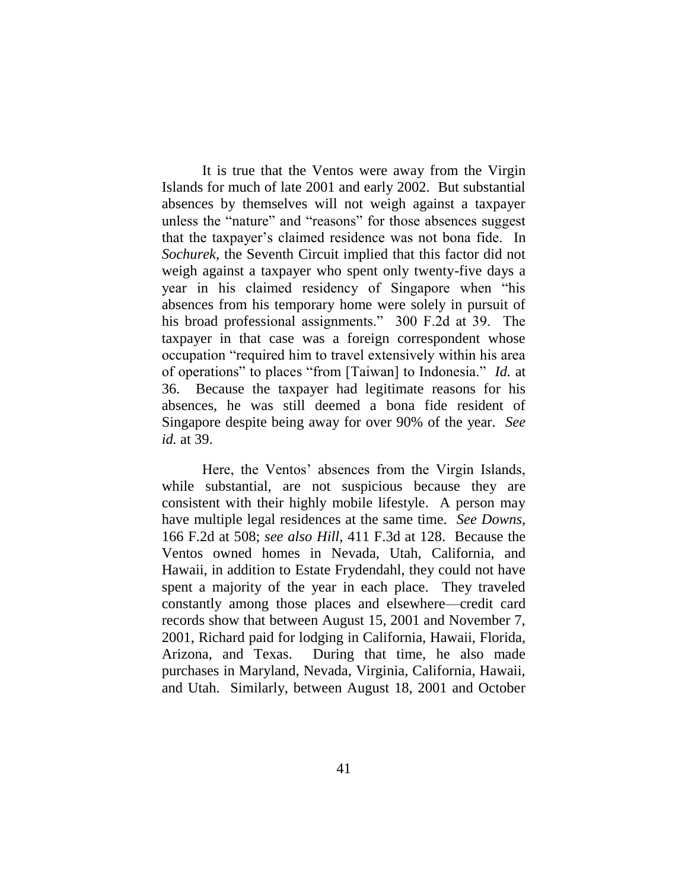It is true that the Ventos were away from the Virgin Islands for much of late 2001 and early 2002. But substantial absences by themselves will not weigh against a taxpayer unless the "nature" and "reasons" for those absences suggest that the taxpayer's claimed residence was not bona fide. In *Sochurek*, the Seventh Circuit implied that this factor did not weigh against a taxpayer who spent only twenty-five days a year in his claimed residency of Singapore when "his absences from his temporary home were solely in pursuit of his broad professional assignments." 300 F.2d at 39. The taxpayer in that case was a foreign correspondent whose occupation "required him to travel extensively within his area of operations" to places "from [Taiwan] to Indonesia." *Id.* at 36. Because the taxpayer had legitimate reasons for his absences, he was still deemed a bona fide resident of Singapore despite being away for over 90% of the year. *See id.* at 39.

Here, the Ventos' absences from the Virgin Islands, while substantial, are not suspicious because they are consistent with their highly mobile lifestyle. A person may have multiple legal residences at the same time. *See Downs*, 166 F.2d at 508; *see also Hill*, 411 F.3d at 128. Because the Ventos owned homes in Nevada, Utah, California, and Hawaii, in addition to Estate Frydendahl, they could not have spent a majority of the year in each place. They traveled constantly among those places and elsewhere—credit card records show that between August 15, 2001 and November 7, 2001, Richard paid for lodging in California, Hawaii, Florida, Arizona, and Texas. During that time, he also made purchases in Maryland, Nevada, Virginia, California, Hawaii, and Utah. Similarly, between August 18, 2001 and October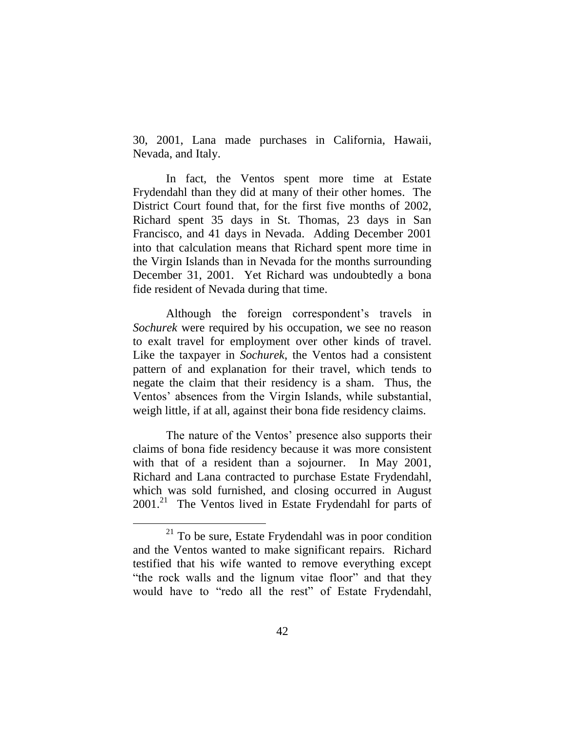30, 2001, Lana made purchases in California, Hawaii, Nevada, and Italy.

In fact, the Ventos spent more time at Estate Frydendahl than they did at many of their other homes. The District Court found that, for the first five months of 2002, Richard spent 35 days in St. Thomas, 23 days in San Francisco, and 41 days in Nevada. Adding December 2001 into that calculation means that Richard spent more time in the Virgin Islands than in Nevada for the months surrounding December 31, 2001. Yet Richard was undoubtedly a bona fide resident of Nevada during that time.

Although the foreign correspondent's travels in *Sochurek* were required by his occupation, we see no reason to exalt travel for employment over other kinds of travel. Like the taxpayer in *Sochurek*, the Ventos had a consistent pattern of and explanation for their travel, which tends to negate the claim that their residency is a sham. Thus, the Ventos' absences from the Virgin Islands, while substantial, weigh little, if at all, against their bona fide residency claims.

The nature of the Ventos' presence also supports their claims of bona fide residency because it was more consistent with that of a resident than a sojourner. In May 2001, Richard and Lana contracted to purchase Estate Frydendahl, which was sold furnished, and closing occurred in August 2001.[21] The Ventos lived in Estate Frydendahl for parts of

[21] To be sure, Estate Frydendahl was in poor condition and the Ventos wanted to make significant repairs. Richard testified that his wife wanted to remove everything except "the rock walls and the lignum vitae floor" and that they would have to "redo all the rest" of Estate Frydendahl,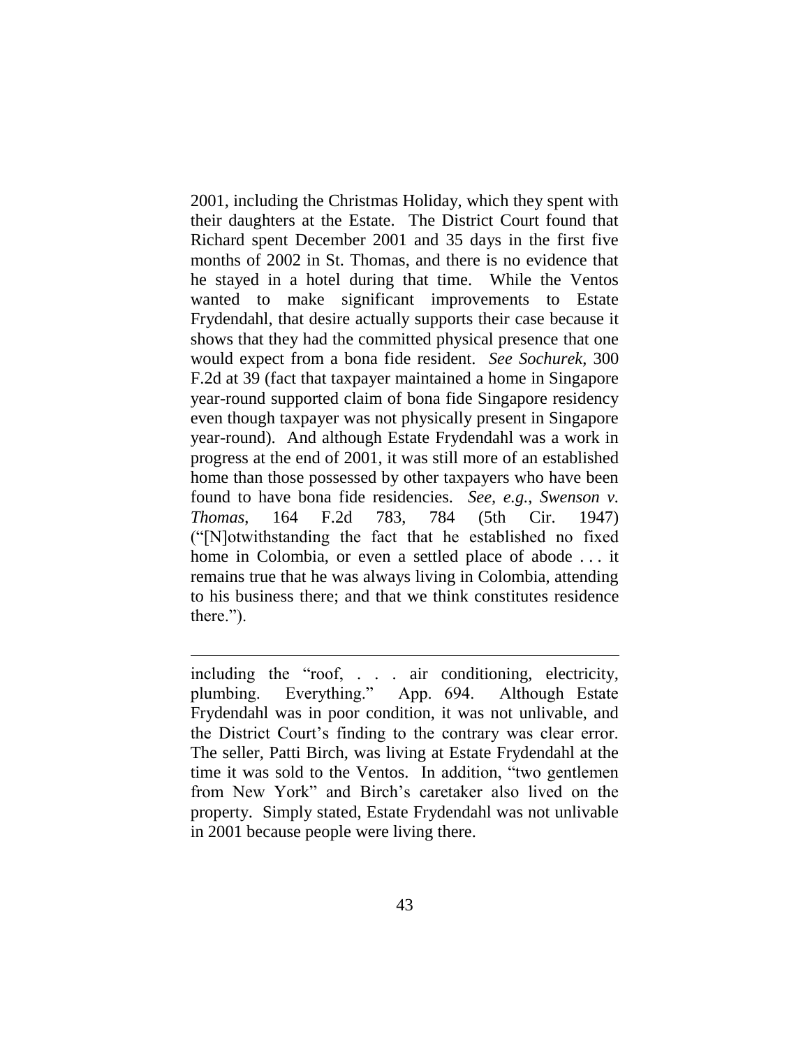2001, including the Christmas Holiday, which they spent with their daughters at the Estate. The District Court found that Richard spent December 2001 and 35 days in the first five months of 2002 in St. Thomas, and there is no evidence that he stayed in a hotel during that time. While the Ventos wanted to make significant improvements to Estate Frydendahl, that desire actually supports their case because it shows that they had the committed physical presence that one would expect from a bona fide resident. *See Sochurek*, 300 F.2d at 39 (fact that taxpayer maintained a home in Singapore year-round supported claim of bona fide Singapore residency even though taxpayer was not physically present in Singapore year-round). And although Estate Frydendahl was a work in progress at the end of 2001, it was still more of an established home than those possessed by other taxpayers who have been found to have bona fide residencies. *See, e.g.*, *Swenson v. Thomas*, 164 F.2d 783, 784 (5th Cir. 1947) ("[N]otwithstanding the fact that he established no fixed home in Colombia, or even a settled place of abode . . . it remains true that he was always living in Colombia, attending to his business there; and that we think constitutes residence there.").

---

including the "roof, . . . air conditioning, electricity, plumbing. Everything." App. 694. Although Estate Frydendahl was in poor condition, it was not unlivable, and the District Court's finding to the contrary was clear error. The seller, Patti Birch, was living at Estate Frydendahl at the time it was sold to the Ventos. In addition, "two gentlemen from New York" and Birch's caretaker also lived on the property. Simply stated, Estate Frydendahl was not unlivable in 2001 because people were living there.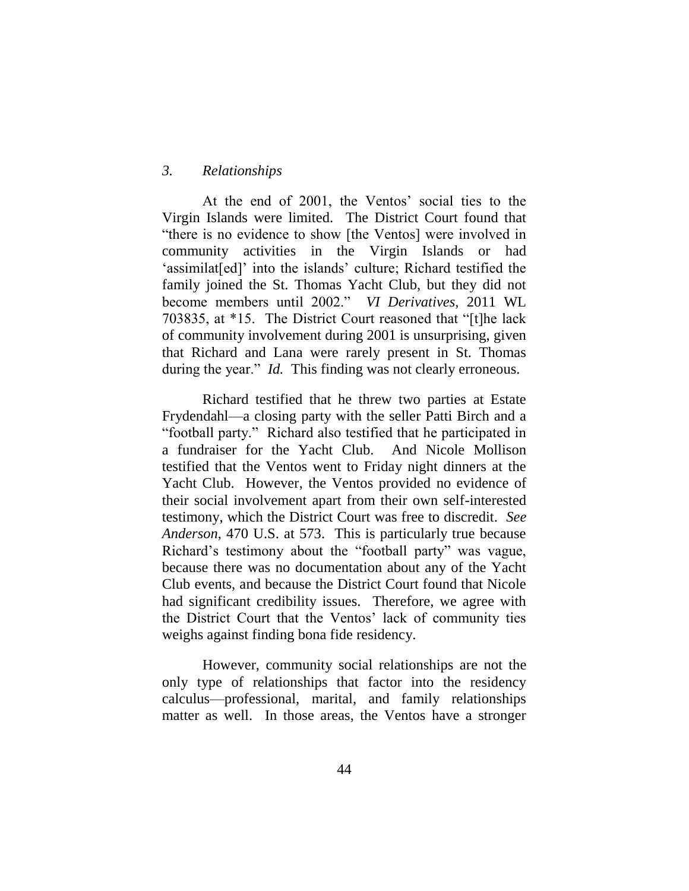### *3. Relationships*

At the end of 2001, the Ventos' social ties to the Virgin Islands were limited. The District Court found that "there is no evidence to show [the Ventos] were involved in community activities in the Virgin Islands or had 'assimilat[ed]' into the islands' culture; Richard testified the family joined the St. Thomas Yacht Club, but they did not become members until 2002." *VI Derivatives*, 2011 WL 703835, at *15. The District Court reasoned that "[t]he lack of community involvement during 2001 is unsurprising, given that Richard and Lana were rarely present in St. Thomas during the year." *Id.* This finding was not clearly erroneous.

Richard testified that he threw two parties at Estate Frydendahl—a closing party with the seller Patti Birch and a "football party." Richard also testified that he participated in a fundraiser for the Yacht Club. And Nicole Mollison testified that the Ventos went to Friday night dinners at the Yacht Club. However, the Ventos provided no evidence of their social involvement apart from their own self-interested testimony, which the District Court was free to discredit. *See Anderson*, 470 U.S. at 573. This is particularly true because Richard's testimony about the "football party" was vague, because there was no documentation about any of the Yacht Club events, and because the District Court found that Nicole had significant credibility issues. Therefore, we agree with the District Court that the Ventos' lack of community ties weighs against finding bona fide residency.

However, community social relationships are not the only type of relationships that factor into the residency calculus—professional, marital, and family relationships matter as well. In those areas, the Ventos have a stronger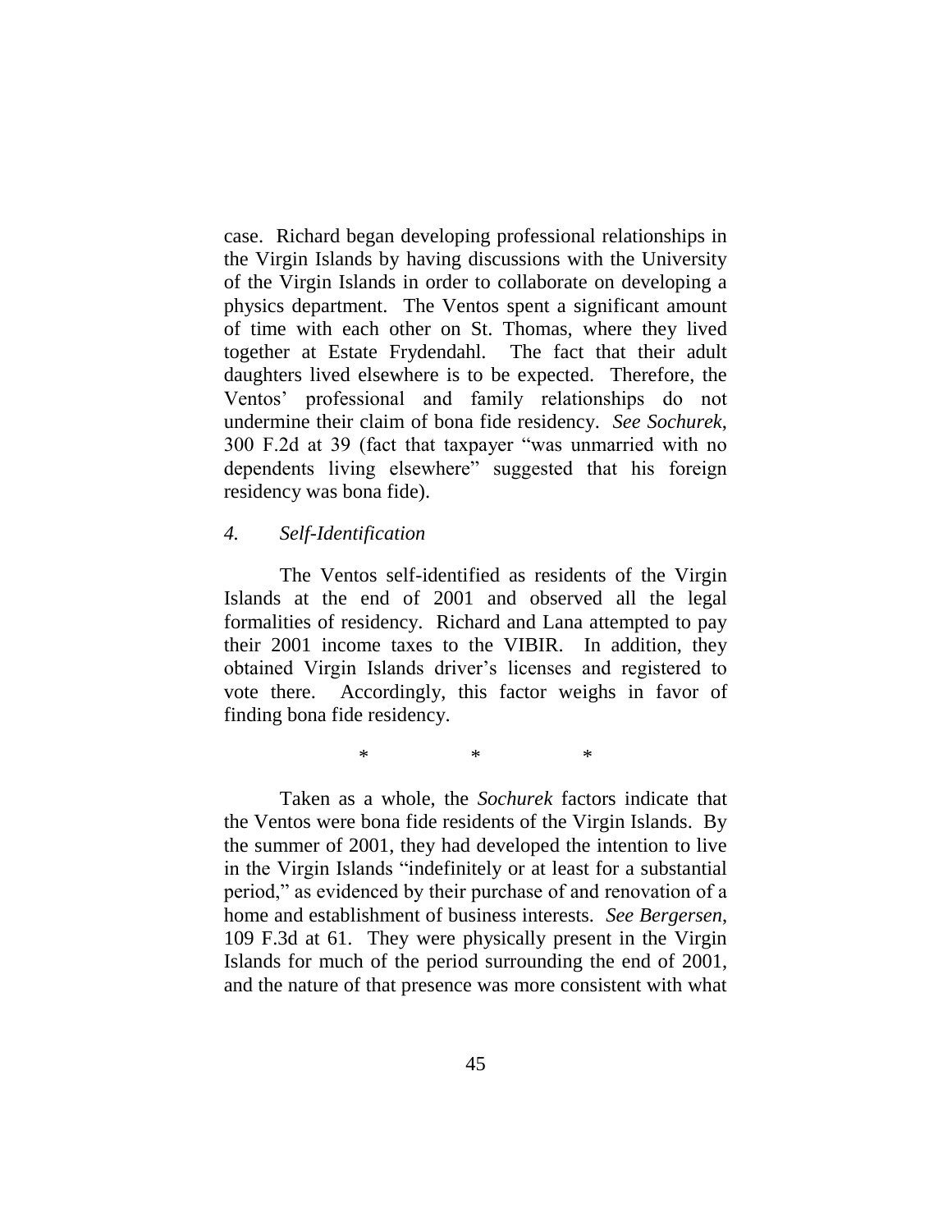case. Richard began developing professional relationships in the Virgin Islands by having discussions with the University of the Virgin Islands in order to collaborate on developing a physics department. The Ventos spent a significant amount of time with each other on St. Thomas, where they lived together at Estate Frydendahl. The fact that their adult daughters lived elsewhere is to be expected. Therefore, the Ventos' professional and family relationships do not undermine their claim of bona fide residency. *See Sochurek*, 300 F.2d at 39 (fact that taxpayer "was unmarried with no dependents living elsewhere" suggested that his foreign residency was bona fide).

*4. Self-Identification*

The Ventos self-identified as residents of the Virgin Islands at the end of 2001 and observed all the legal formalities of residency. Richard and Lana attempted to pay their 2001 income taxes to the VIBIR. In addition, they obtained Virgin Islands driver's licenses and registered to vote there. Accordingly, this factor weighs in favor of finding bona fide residency.

\* \* \*

Taken as a whole, the *Sochurek* factors indicate that the Ventos were bona fide residents of the Virgin Islands. By the summer of 2001, they had developed the intention to live in the Virgin Islands "indefinitely or at least for a substantial period," as evidenced by their purchase of and renovation of a home and establishment of business interests. *See Bergersen*, 109 F.3d at 61. They were physically present in the Virgin Islands for much of the period surrounding the end of 2001, and the nature of that presence was more consistent with what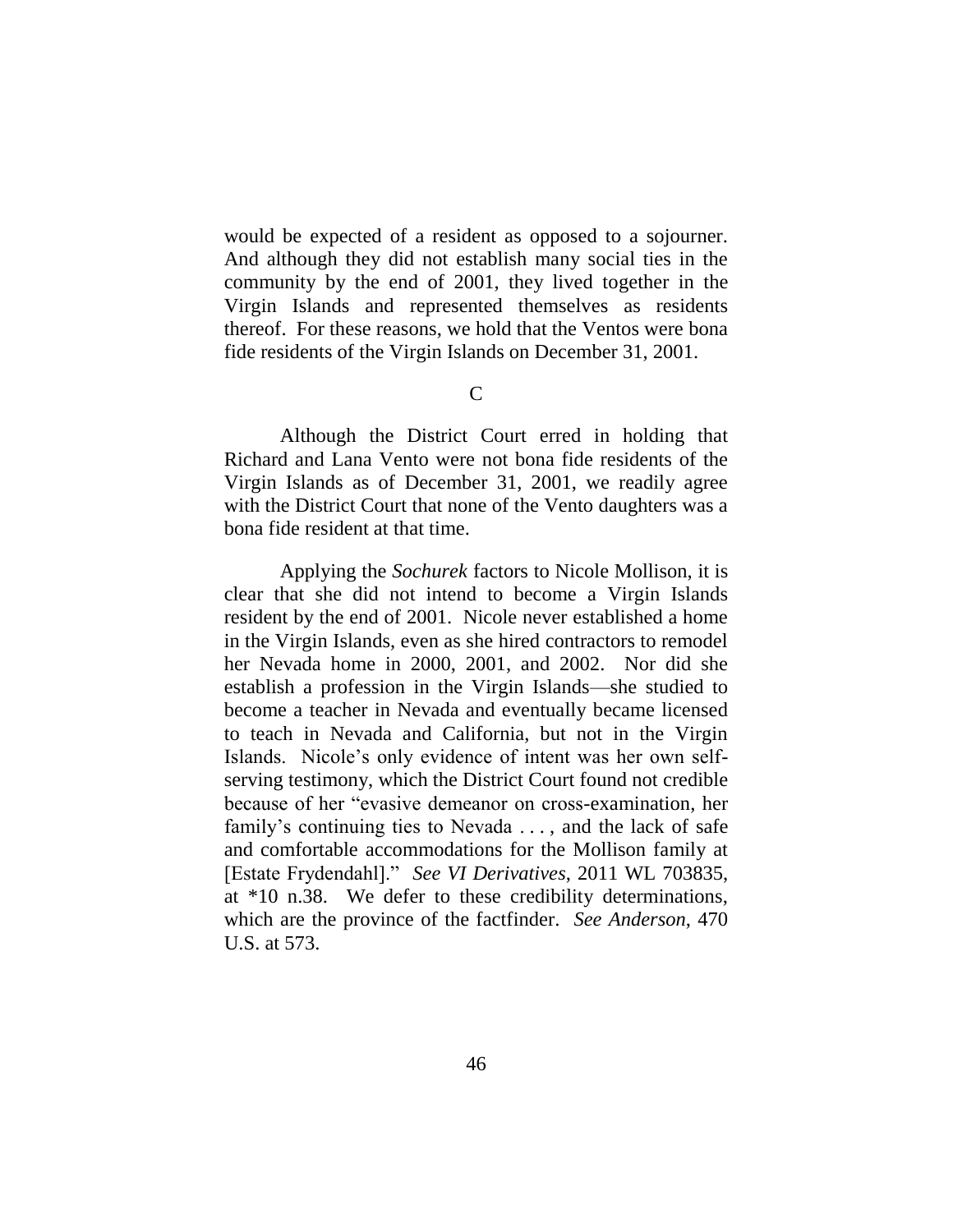would be expected of a resident as opposed to a sojourner. And although they did not establish many social ties in the community by the end of 2001, they lived together in the Virgin Islands and represented themselves as residents thereof. For these reasons, we hold that the Ventos were bona fide residents of the Virgin Islands on December 31, 2001.

### C

Although the District Court erred in holding that Richard and Lana Vento were not bona fide residents of the Virgin Islands as of December 31, 2001, we readily agree with the District Court that none of the Vento daughters was a bona fide resident at that time.

Applying the *Sochurek* factors to Nicole Mollison, it is clear that she did not intend to become a Virgin Islands resident by the end of 2001. Nicole never established a home in the Virgin Islands, even as she hired contractors to remodel her Nevada home in 2000, 2001, and 2002. Nor did she establish a profession in the Virgin Islands—she studied to become a teacher in Nevada and eventually became licensed to teach in Nevada and California, but not in the Virgin Islands. Nicole's only evidence of intent was her own self-serving testimony, which the District Court found not credible because of her "evasive demeanor on cross-examination, her family's continuing ties to Nevada . . . , and the lack of safe and comfortable accommodations for the Mollison family at [Estate Frydendahl]." *See VI Derivatives*, 2011 WL 703835, at *10 n.38. We defer to these credibility determinations, which are the province of the factfinder. *See Anderson*, 470 U.S. at 573.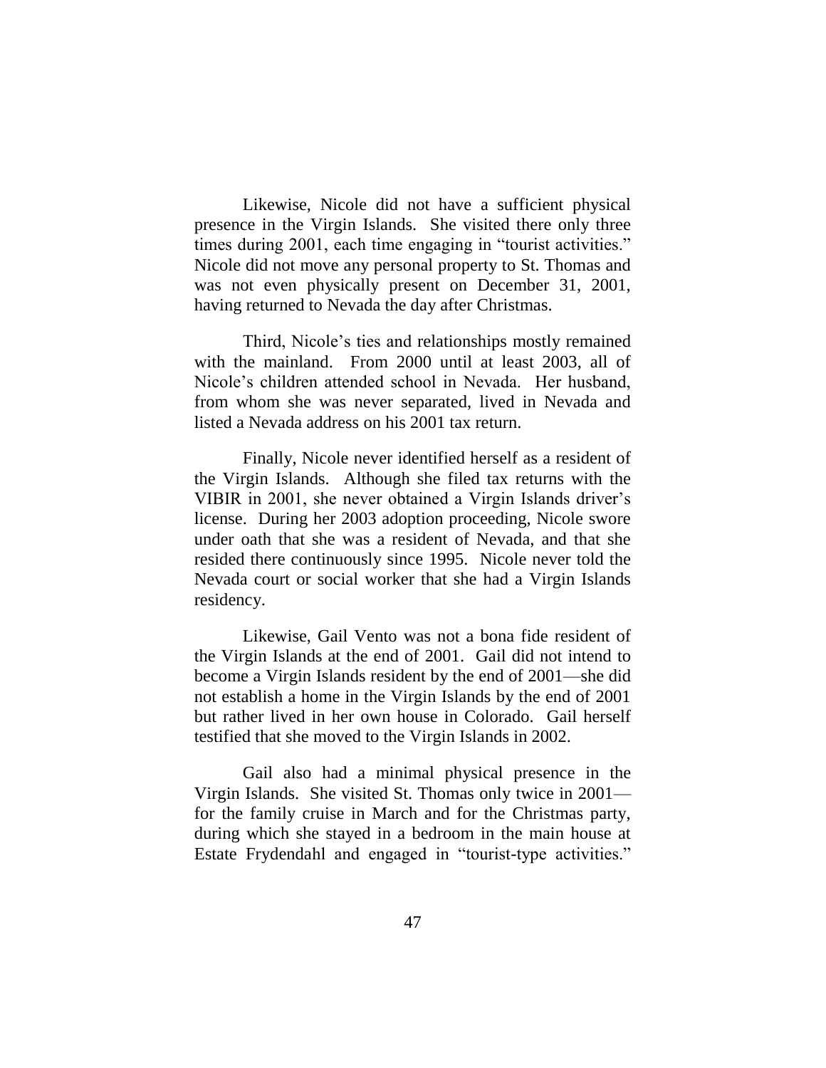Likewise, Nicole did not have a sufficient physical presence in the Virgin Islands. She visited there only three times during 2001, each time engaging in "tourist activities." Nicole did not move any personal property to St. Thomas and was not even physically present on December 31, 2001, having returned to Nevada the day after Christmas.

Third, Nicole's ties and relationships mostly remained with the mainland. From 2000 until at least 2003, all of Nicole's children attended school in Nevada. Her husband, from whom she was never separated, lived in Nevada and listed a Nevada address on his 2001 tax return.

Finally, Nicole never identified herself as a resident of the Virgin Islands. Although she filed tax returns with the VIBIR in 2001, she never obtained a Virgin Islands driver's license. During her 2003 adoption proceeding, Nicole swore under oath that she was a resident of Nevada, and that she resided there continuously since 1995. Nicole never told the Nevada court or social worker that she had a Virgin Islands residency.

Likewise, Gail Vento was not a bona fide resident of the Virgin Islands at the end of 2001. Gail did not intend to become a Virgin Islands resident by the end of 2001—she did not establish a home in the Virgin Islands by the end of 2001 but rather lived in her own house in Colorado. Gail herself testified that she moved to the Virgin Islands in 2002.

Gail also had a minimal physical presence in the Virgin Islands. She visited St. Thomas only twice in 2001—for the family cruise in March and for the Christmas party, during which she stayed in a bedroom in the main house at Estate Frydendahl and engaged in "tourist-type activities."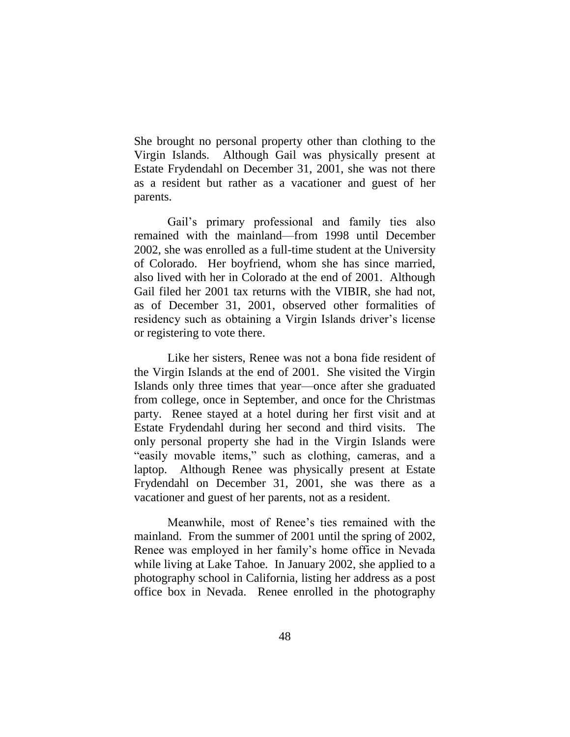She brought no personal property other than clothing to the Virgin Islands. Although Gail was physically present at Estate Frydendahl on December 31, 2001, she was not there as a resident but rather as a vacationer and guest of her parents.

Gail's primary professional and family ties also remained with the mainland—from 1998 until December 2002, she was enrolled as a full-time student at the University of Colorado. Her boyfriend, whom she has since married, also lived with her in Colorado at the end of 2001. Although Gail filed her 2001 tax returns with the VIBIR, she had not, as of December 31, 2001, observed other formalities of residency such as obtaining a Virgin Islands driver's license or registering to vote there.

Like her sisters, Renee was not a bona fide resident of the Virgin Islands at the end of 2001. She visited the Virgin Islands only three times that year—once after she graduated from college, once in September, and once for the Christmas party. Renee stayed at a hotel during her first visit and at Estate Frydendahl during her second and third visits. The only personal property she had in the Virgin Islands were "easily movable items," such as clothing, cameras, and a laptop. Although Renee was physically present at Estate Frydendahl on December 31, 2001, she was there as a vacationer and guest of her parents, not as a resident.

Meanwhile, most of Renee's ties remained with the mainland. From the summer of 2001 until the spring of 2002, Renee was employed in her family's home office in Nevada while living at Lake Tahoe. In January 2002, she applied to a photography school in California, listing her address as a post office box in Nevada. Renee enrolled in the photography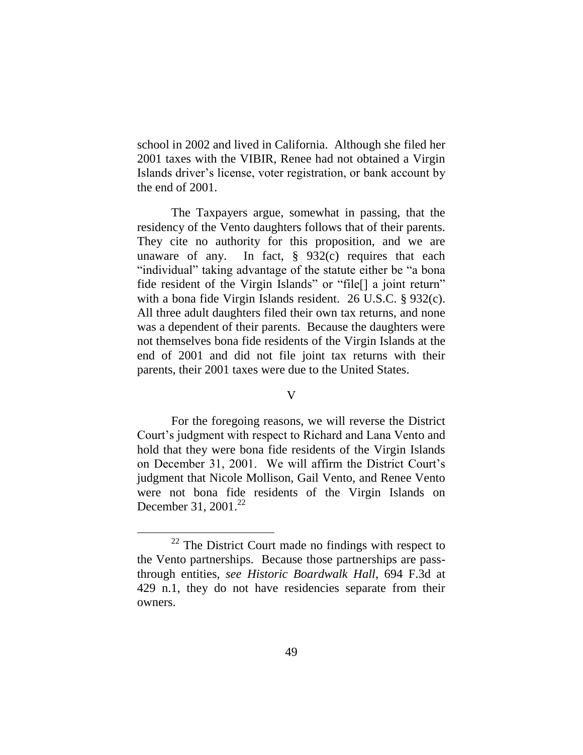school in 2002 and lived in California. Although she filed her 2001 taxes with the VIBIR, Renee had not obtained a Virgin Islands driver's license, voter registration, or bank account by the end of 2001.

The Taxpayers argue, somewhat in passing, that the residency of the Vento daughters follows that of their parents. They cite no authority for this proposition, and we are unaware of any. In fact, § 932(c) requires that each "individual" taking advantage of the statute either be "a bona fide resident of the Virgin Islands" or "file[] a joint return" with a bona fide Virgin Islands resident. 26 U.S.C. § 932(c). All three adult daughters filed their own tax returns, and none was a dependent of their parents. Because the daughters were not themselves bona fide residents of the Virgin Islands at the end of 2001 and did not file joint tax returns with their parents, their 2001 taxes were due to the United States.

## V

For the foregoing reasons, we will reverse the District Court's judgment with respect to Richard and Lana Vento and hold that they were bona fide residents of the Virgin Islands on December 31, 2001. We will affirm the District Court's judgment that Nicole Mollison, Gail Vento, and Renee Vento were not bona fide residents of the Virgin Islands on December 31, 2001.[22]

[22] The District Court made no findings with respect to the Vento partnerships. Because those partnerships are pass-through entities, *see Historic Boardwalk Hall*, 694 F.3d at 429 n.1, they do not have residencies separate from their owners.